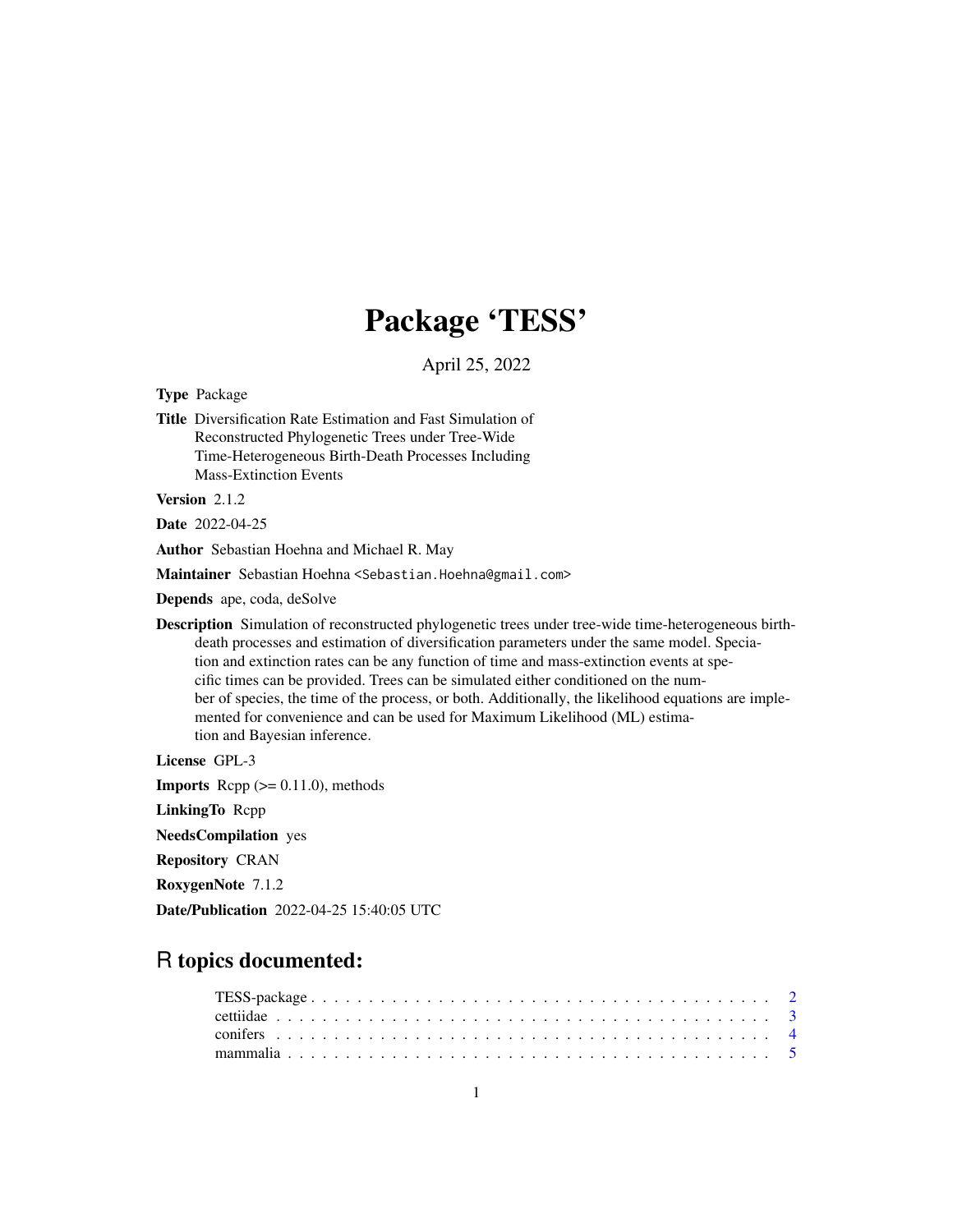# Package 'TESS'

April 25, 2022

**Type** Package

**Title** Diversification Rate Estimation and Fast Simulation of Reconstructed Phylogenetic Trees under Tree-Wide Time-Heterogeneous Birth-Death Processes Including Mass-Extinction Events

**Version** 2.1.2

**Date** 2022-04-25

**Author** Sebastian Hoehna and Michael R. May

**Maintainer** Sebastian Hoehna <Sebastian.Hoehna@gmail.com>

**Depends** ape, coda, deSolve

**Description** Simulation of reconstructed phylogenetic trees under tree-wide time-heterogeneous birth-death processes and estimation of diversification parameters under the same model. Speciation and extinction rates can be any function of time and mass-extinction events at specific times can be provided. Trees can be simulated either conditioned on the number of species, the time of the process, or both. Additionally, the likelihood equations are implemented for convenience and can be used for Maximum Likelihood (ML) estimation and Bayesian inference.

**License** GPL-3

**Imports** Rcpp (>= 0.11.0), methods

**LinkingTo** Rcpp

**NeedsCompilation** yes

**Repository** CRAN

**RoxygenNote** 7.1.2

**Date/Publication** 2022-04-25 15:40:05 UTC

## R topics documented:

| | |
|---|---|
| TESS-package | 2 |
| cettiidae | 3 |
| conifers | 4 |
| mammalia | 5 |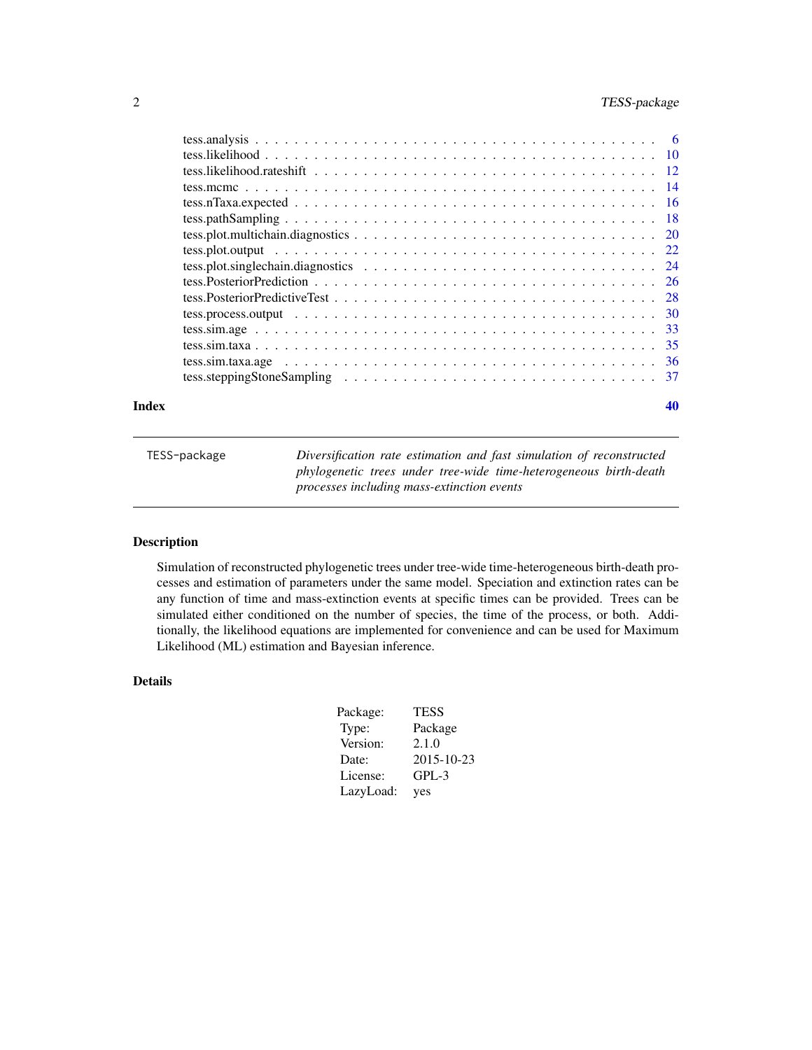tess.analysis . . . . . . . . . . . . . . . . . . . . . . . . . . . . . . . . . . . . . . 6
tess.likelihood . . . . . . . . . . . . . . . . . . . . . . . . . . . . . . . . . . . . . . 10
tess.likelihood.rateshift . . . . . . . . . . . . . . . . . . . . . . . . . . . . . . . . . 12
tess.mcmc . . . . . . . . . . . . . . . . . . . . . . . . . . . . . . . . . . . . . . . . 14
tess.nTaxa.expected . . . . . . . . . . . . . . . . . . . . . . . . . . . . . . . . . . . 16
tess.pathSampling . . . . . . . . . . . . . . . . . . . . . . . . . . . . . . . . . . . . 18
tess.plot.multichain.diagnostics . . . . . . . . . . . . . . . . . . . . . . . . . . . . . 20
tess.plot.output . . . . . . . . . . . . . . . . . . . . . . . . . . . . . . . . . . . . . 22
tess.plot.singlechain.diagnostics . . . . . . . . . . . . . . . . . . . . . . . . . . . . 24
tess.PosteriorPrediction . . . . . . . . . . . . . . . . . . . . . . . . . . . . . . . . . 26
tess.PosteriorPredictiveTest . . . . . . . . . . . . . . . . . . . . . . . . . . . . . . . 28
tess.process.output . . . . . . . . . . . . . . . . . . . . . . . . . . . . . . . . . . . 30
tess.sim.age . . . . . . . . . . . . . . . . . . . . . . . . . . . . . . . . . . . . . . . 33
tess.sim.taxa . . . . . . . . . . . . . . . . . . . . . . . . . . . . . . . . . . . . . . . 35
tess.sim.taxa.age . . . . . . . . . . . . . . . . . . . . . . . . . . . . . . . . . . . . 36
tess.steppingStoneSampling . . . . . . . . . . . . . . . . . . . . . . . . . . . . . . . 37

**Index** **40**

---

`TESS-package` *Diversification rate estimation and fast simulation of reconstructed phylogenetic trees under tree-wide time-heterogeneous birth-death processes including mass-extinction events*

---

## Description

Simulation of reconstructed phylogenetic trees under tree-wide time-heterogeneous birth-death processes and estimation of parameters under the same model. Speciation and extinction rates can be any function of time and mass-extinction events at specific times can be provided. Trees can be simulated either conditioned on the number of species, the time of the process, or both. Additionally, the likelihood equations are implemented for convenience and can be used for Maximum Likelihood (ML) estimation and Bayesian inference.

## Details

| | |
|---|---|
| Package: | TESS |
| Type: | Package |
| Version: | 2.1.0 |
| Date: | 2015-10-23 |
| License: | GPL-3 |
| LazyLoad: | yes |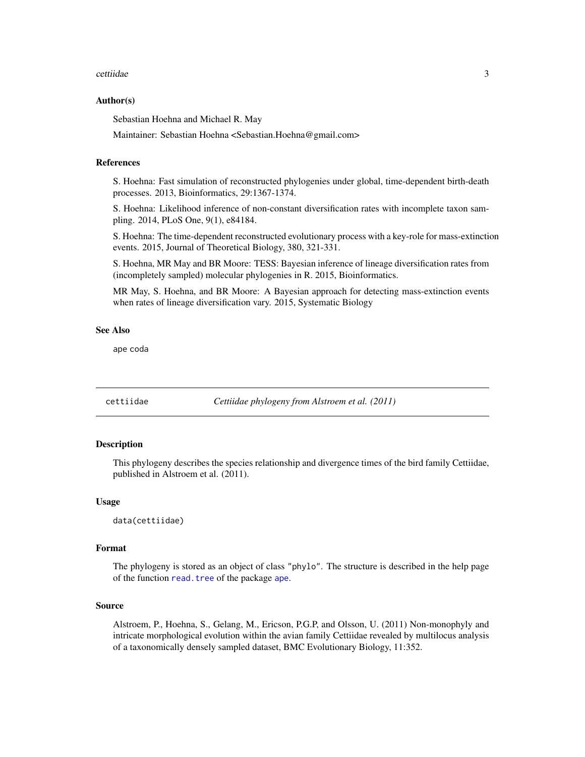### Author(s)

Sebastian Hoehna and Michael R. May

Maintainer: Sebastian Hoehna <Sebastian.Hoehna@gmail.com>

### References

S. Hoehna: Fast simulation of reconstructed phylogenies under global, time-dependent birth-death processes. 2013, Bioinformatics, 29:1367-1374.

S. Hoehna: Likelihood inference of non-constant diversification rates with incomplete taxon sampling. 2014, PLoS One, 9(1), e84184.

S. Hoehna: The time-dependent reconstructed evolutionary process with a key-role for mass-extinction events. 2015, Journal of Theoretical Biology, 380, 321-331.

S. Hoehna, MR May and BR Moore: TESS: Bayesian inference of lineage diversification rates from (incompletely sampled) molecular phylogenies in R. 2015, Bioinformatics.

MR May, S. Hoehna, and BR Moore: A Bayesian approach for detecting mass-extinction events when rates of lineage diversification vary. 2015, Systematic Biology

### See Also

`ape` `coda`

---

## cettiidae — *Cettiidae phylogeny from Alstroem et al. (2011)*

### Description

This phylogeny describes the species relationship and divergence times of the bird family Cettiidae, published in Alstroem et al. (2011).

### Usage

```
data(cettiidae)
```

### Format

The phylogeny is stored as an object of class "phylo". The structure is described in the help page of the function `read.tree` of the package `ape`.

### Source

Alstroem, P., Hoehna, S., Gelang, M., Ericson, P.G.P, and Olsson, U. (2011) Non-monophyly and intricate morphological evolution within the avian family Cettiidae revealed by multilocus analysis of a taxonomically densely sampled dataset, BMC Evolutionary Biology, 11:352.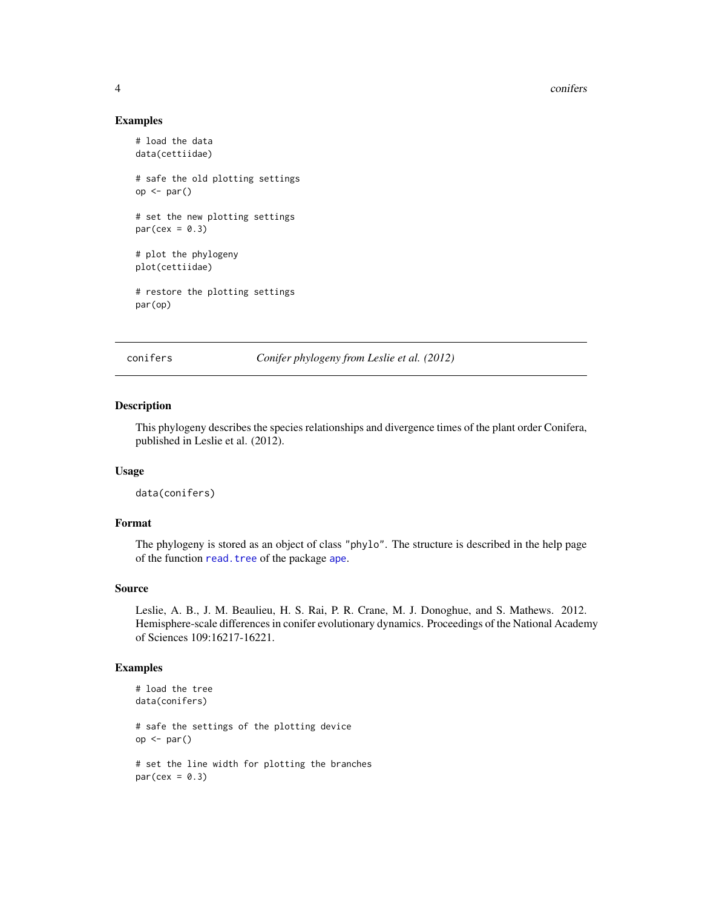## Examples

```
# load the data
data(cettiidae)

# safe the old plotting settings
op <- par()

# set the new plotting settings
par(cex = 0.3)

# plot the phylogeny
plot(cettiidae)

# restore the plotting settings
par(op)
```

---

# conifers — *Conifer phylogeny from Leslie et al. (2012)*

---

## Description

This phylogeny describes the species relationships and divergence times of the plant order Conifera, published in Leslie et al. (2012).

## Usage

```
data(conifers)
```

## Format

The phylogeny is stored as an object of class `"phylo"`. The structure is described in the help page of the function `read.tree` of the package `ape`.

## Source

Leslie, A. B., J. M. Beaulieu, H. S. Rai, P. R. Crane, M. J. Donoghue, and S. Mathews. 2012. Hemisphere-scale differences in conifer evolutionary dynamics. Proceedings of the National Academy of Sciences 109:16217-16221.

## Examples

```
# load the tree
data(conifers)

# safe the settings of the plotting device
op <- par()

# set the line width for plotting the branches
par(cex = 0.3)
```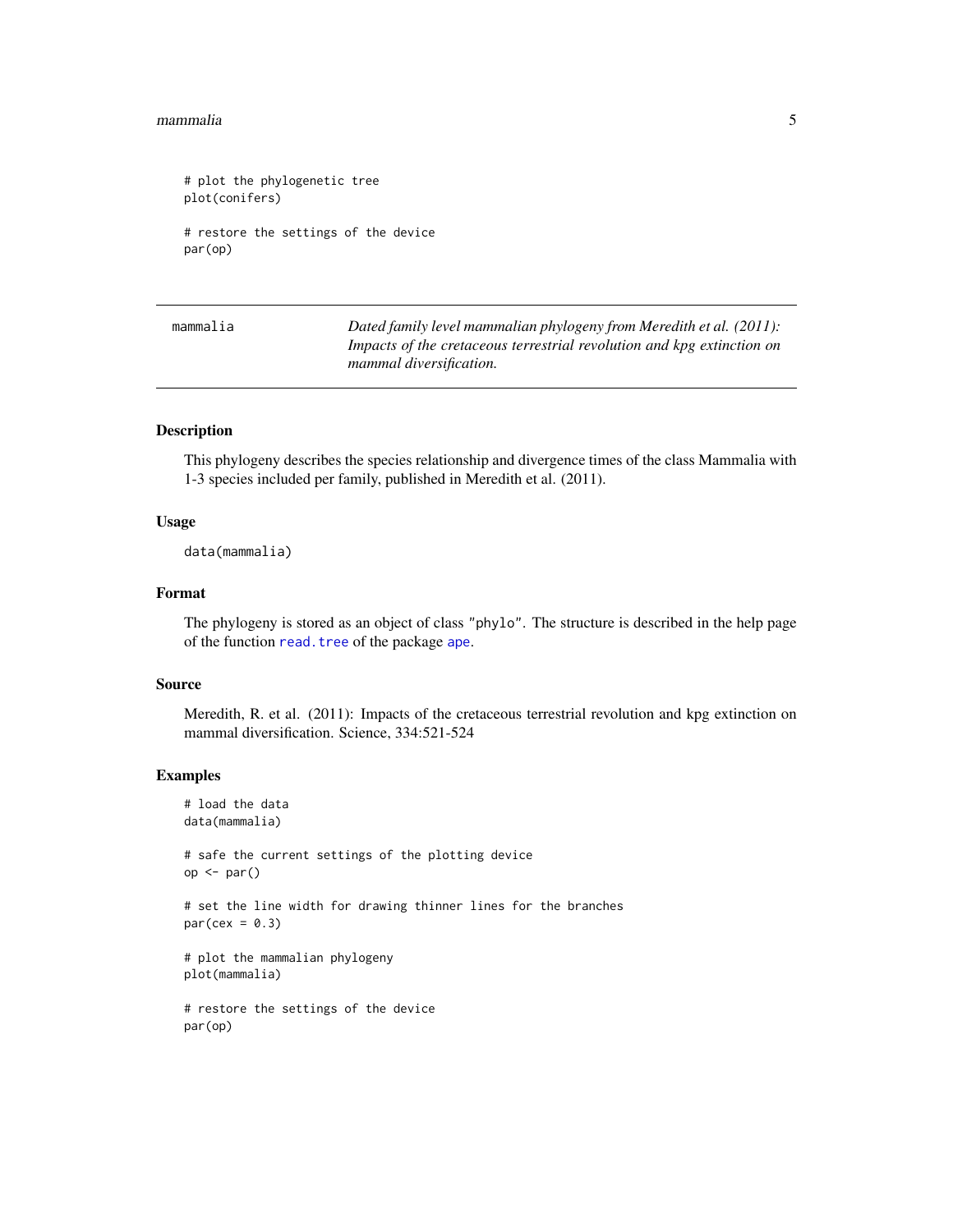```
# plot the phylogenetic tree
plot(conifers)

# restore the settings of the device
par(op)
```

---

## mammalia — *Dated family level mammalian phylogeny from Meredith et al. (2011): Impacts of the cretaceous terrestrial revolution and kpg extinction on mammal diversification.*

---

### Description

This phylogeny describes the species relationship and divergence times of the class Mammalia with 1-3 species included per family, published in Meredith et al. (2011).

### Usage

```
data(mammalia)
```

### Format

The phylogeny is stored as an object of class "phylo". The structure is described in the help page of the function read.tree of the package ape.

### Source

Meredith, R. et al. (2011): Impacts of the cretaceous terrestrial revolution and kpg extinction on mammal diversification. Science, 334:521-524

### Examples

```
# load the data
data(mammalia)

# safe the current settings of the plotting device
op <- par()

# set the line width for drawing thinner lines for the branches
par(cex = 0.3)

# plot the mammalian phylogeny
plot(mammalia)

# restore the settings of the device
par(op)
```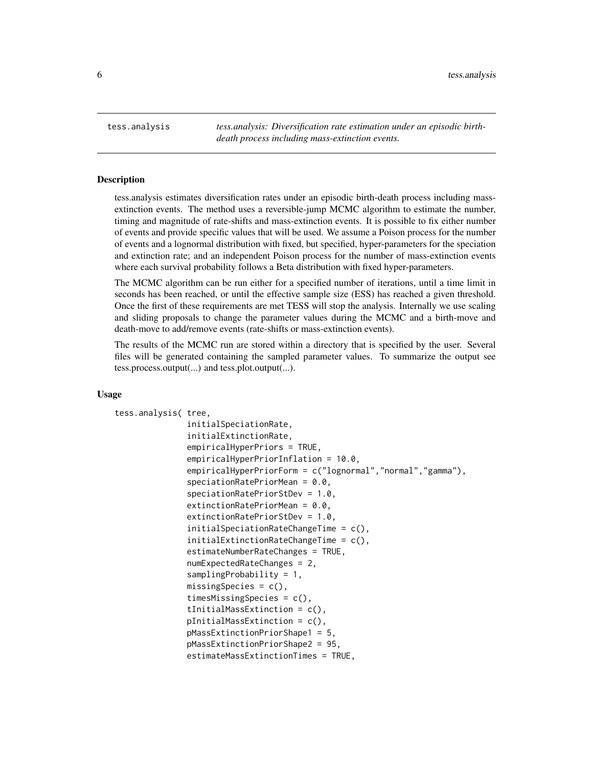`tess.analysis` *tess.analysis: Diversification rate estimation under an episodic birth-death process including mass-extinction events.*

## Description

tess.analysis estimates diversification rates under an episodic birth-death process including mass-extinction events. The method uses a reversible-jump MCMC algorithm to estimate the number, timing and magnitude of rate-shifts and mass-extinction events. It is possible to fix either number of events and provide specific values that will be used. We assume a Poison process for the number of events and a lognormal distribution with fixed, but specified, hyper-parameters for the speciation and extinction rate; and an independent Poison process for the number of mass-extinction events where each survival probability follows a Beta distribution with fixed hyper-parameters.

The MCMC algorithm can be run either for a specified number of iterations, until a time limit in seconds has been reached, or until the effective sample size (ESS) has reached a given threshold. Once the first of these requirements are met TESS will stop the analysis. Internally we use scaling and sliding proposals to change the parameter values during the MCMC and a birth-move and death-move to add/remove events (rate-shifts or mass-extinction events).

The results of the MCMC run are stored within a directory that is specified by the user. Several files will be generated containing the sampled parameter values. To summarize the output see tess.process.output(...) and tess.plot.output(...).

## Usage

```
tess.analysis( tree,
               initialSpeciationRate,
               initialExtinctionRate,
               empiricalHyperPriors = TRUE,
               empiricalHyperPriorInflation = 10.0,
               empiricalHyperPriorForm = c("lognormal","normal","gamma"),
               speciationRatePriorMean = 0.0,
               speciationRatePriorStDev = 1.0,
               extinctionRatePriorMean = 0.0,
               extinctionRatePriorStDev = 1.0,
               initialSpeciationRateChangeTime = c(),
               initialExtinctionRateChangeTime = c(),
               estimateNumberRateChanges = TRUE,
               numExpectedRateChanges = 2,
               samplingProbability = 1,
               missingSpecies = c(),
               timesMissingSpecies = c(),
               tInitialMassExtinction = c(),
               pInitialMassExtinction = c(),
               pMassExtinctionPriorShape1 = 5,
               pMassExtinctionPriorShape2 = 95,
               estimateMassExtinctionTimes = TRUE,
```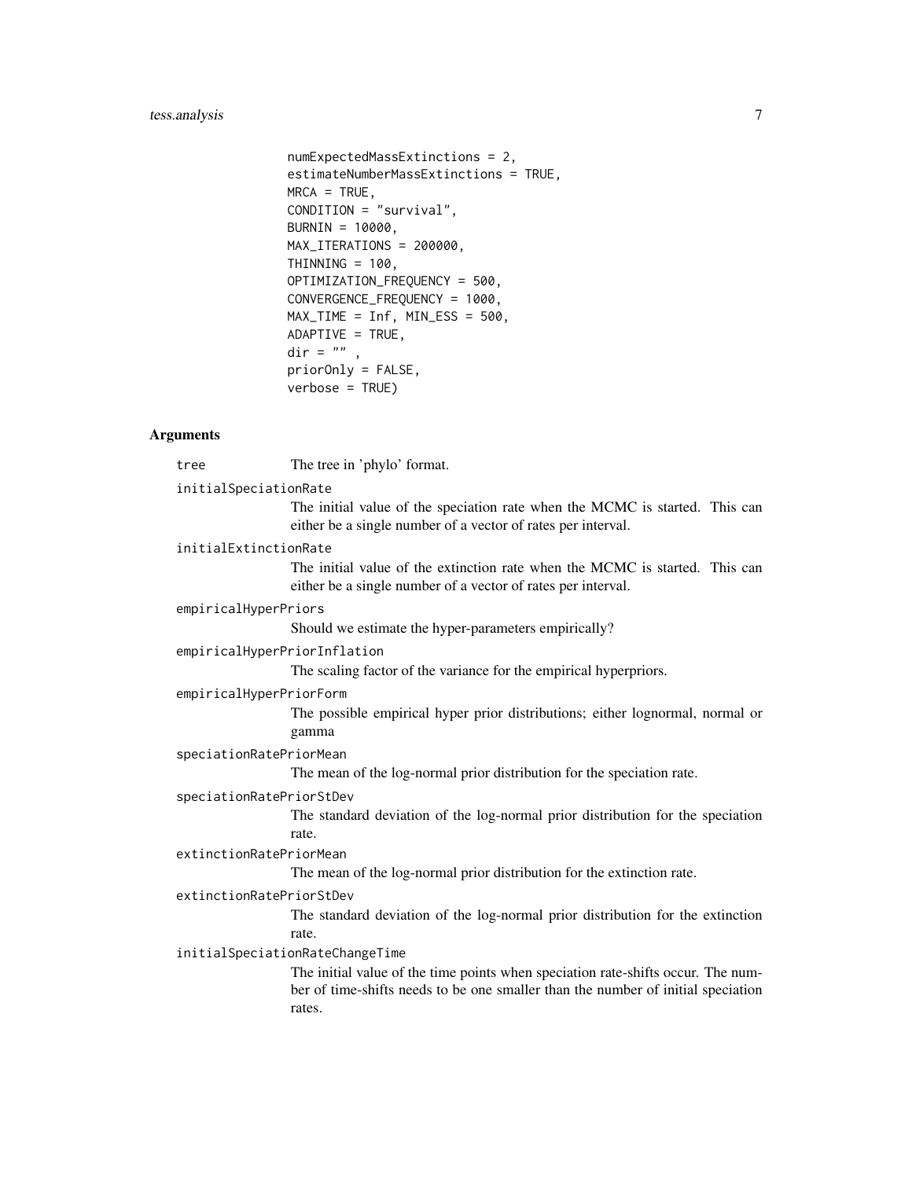```
numExpectedMassExtinctions = 2,
estimateNumberMassExtinctions = TRUE,
MRCA = TRUE,
CONDITION = "survival",
BURNIN = 10000,
MAX_ITERATIONS = 200000,
THINNING = 100,
OPTIMIZATION_FREQUENCY = 500,
CONVERGENCE_FREQUENCY = 1000,
MAX_TIME = Inf, MIN_ESS = 500,
ADAPTIVE = TRUE,
dir = "" ,
priorOnly = FALSE,
verbose = TRUE)
```

### Arguments

`tree` The tree in 'phylo' format.

`initialSpeciationRate`
The initial value of the speciation rate when the MCMC is started. This can either be a single number of a vector of rates per interval.

`initialExtinctionRate`
The initial value of the extinction rate when the MCMC is started. This can either be a single number of a vector of rates per interval.

`empiricalHyperPriors`
Should we estimate the hyper-parameters empirically?

`empiricalHyperPriorInflation`
The scaling factor of the variance for the empirical hyperpriors.

`empiricalHyperPriorForm`
The possible empirical hyper prior distributions; either lognormal, normal or gamma

`speciationRatePriorMean`
The mean of the log-normal prior distribution for the speciation rate.

`speciationRatePriorStDev`
The standard deviation of the log-normal prior distribution for the speciation rate.

`extinctionRatePriorMean`
The mean of the log-normal prior distribution for the extinction rate.

`extinctionRatePriorStDev`
The standard deviation of the log-normal prior distribution for the extinction rate.

`initialSpeciationRateChangeTime`
The initial value of the time points when speciation rate-shifts occur. The number of time-shifts needs to be one smaller than the number of initial speciation rates.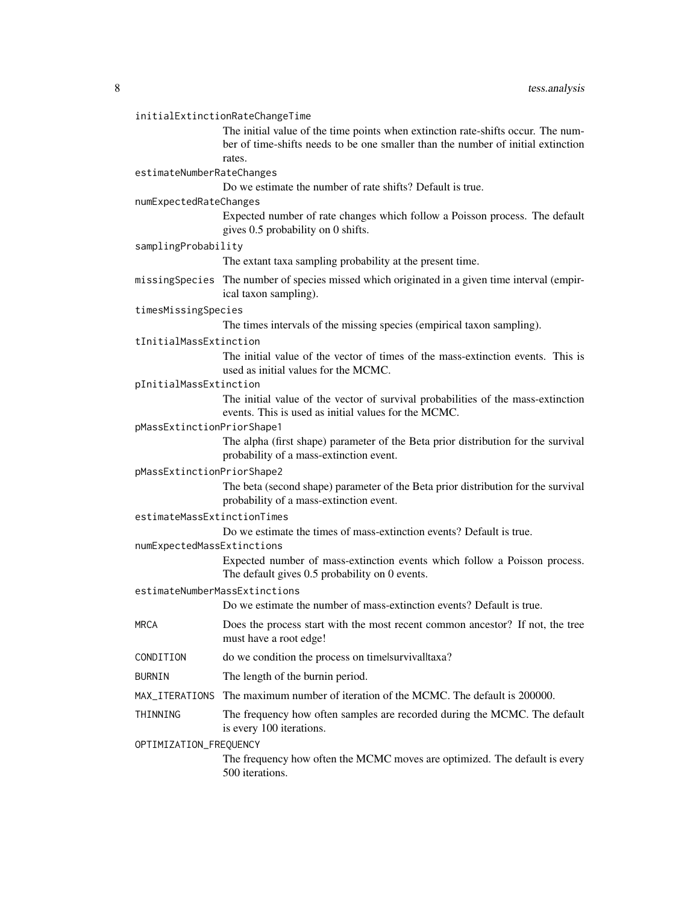`initialExtinctionRateChangeTime`
: The initial value of the time points when extinction rate-shifts occur. The number of time-shifts needs to be one smaller than the number of initial extinction rates.

`estimateNumberRateChanges`
: Do we estimate the number of rate shifts? Default is true.

`numExpectedRateChanges`
: Expected number of rate changes which follow a Poisson process. The default gives 0.5 probability on 0 shifts.

`samplingProbability`
: The extant taxa sampling probability at the present time.

`missingSpecies`
: The number of species missed which originated in a given time interval (empirical taxon sampling).

`timesMissingSpecies`
: The times intervals of the missing species (empirical taxon sampling).

`tInitialMassExtinction`
: The initial value of the vector of times of the mass-extinction events. This is used as initial values for the MCMC.

`pInitialMassExtinction`
: The initial value of the vector of survival probabilities of the mass-extinction events. This is used as initial values for the MCMC.

`pMassExtinctionPriorShape1`
: The alpha (first shape) parameter of the Beta prior distribution for the survival probability of a mass-extinction event.

`pMassExtinctionPriorShape2`
: The beta (second shape) parameter of the Beta prior distribution for the survival probability of a mass-extinction event.

`estimateMassExtinctionTimes`
: Do we estimate the times of mass-extinction events? Default is true.

`numExpectedMassExtinctions`
: Expected number of mass-extinction events which follow a Poisson process. The default gives 0.5 probability on 0 events.

`estimateNumberMassExtinctions`
: Do we estimate the number of mass-extinction events? Default is true.

`MRCA`
: Does the process start with the most recent common ancestor? If not, the tree must have a root edge!

`CONDITION`
: do we condition the process on time|survival|taxa?

`BURNIN`
: The length of the burnin period.

`MAX_ITERATIONS`
: The maximum number of iteration of the MCMC. The default is 200000.

`THINNING`
: The frequency how often samples are recorded during the MCMC. The default is every 100 iterations.

`OPTIMIZATION_FREQUENCY`
: The frequency how often the MCMC moves are optimized. The default is every 500 iterations.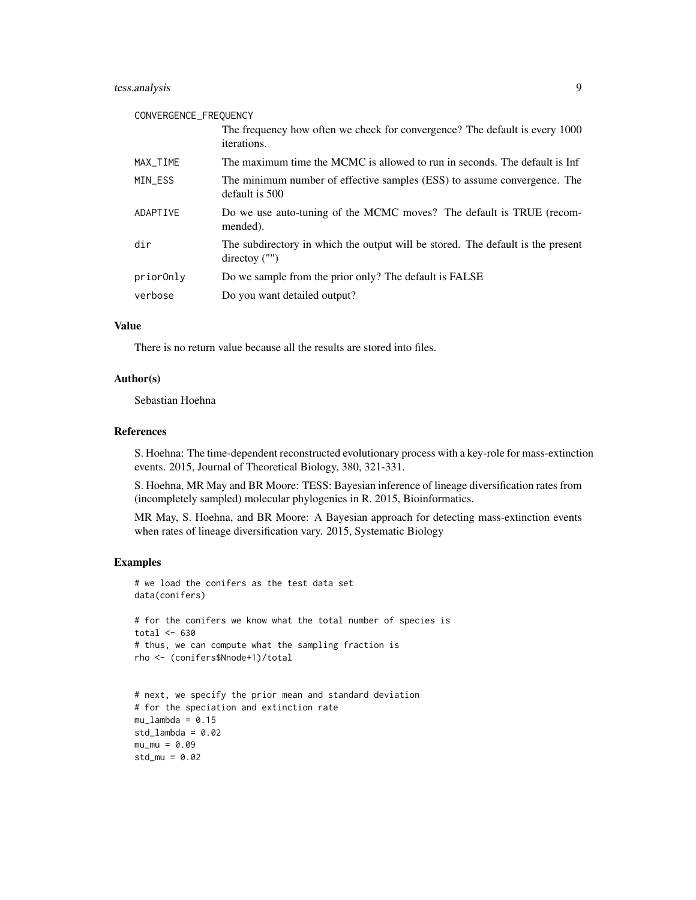| | |
|---|---|
| CONVERGENCE_FREQUENCY | The frequency how often we check for convergence? The default is every 1000 iterations. |
| MAX_TIME | The maximum time the MCMC is allowed to run in seconds. The default is Inf |
| MIN_ESS | The minimum number of effective samples (ESS) to assume convergence. The default is 500 |
| ADAPTIVE | Do we use auto-tuning of the MCMC moves? The default is TRUE (recommended). |
| dir | The subdirectory in which the output will be stored. The default is the present directoy ("") |
| priorOnly | Do we sample from the prior only? The default is FALSE |
| verbose | Do you want detailed output? |

## Value

There is no return value because all the results are stored into files.

## Author(s)

Sebastian Hoehna

## References

S. Hoehna: The time-dependent reconstructed evolutionary process with a key-role for mass-extinction events. 2015, Journal of Theoretical Biology, 380, 321-331.

S. Hoehna, MR May and BR Moore: TESS: Bayesian inference of lineage diversification rates from (incompletely sampled) molecular phylogenies in R. 2015, Bioinformatics.

MR May, S. Hoehna, and BR Moore: A Bayesian approach for detecting mass-extinction events when rates of lineage diversification vary. 2015, Systematic Biology

## Examples

```
# we load the conifers as the test data set
data(conifers)

# for the conifers we know what the total number of species is
total <- 630
# thus, we can compute what the sampling fraction is
rho <- (conifers$Nnode+1)/total


# next, we specify the prior mean and standard deviation
# for the speciation and extinction rate
mu_lambda = 0.15
std_lambda = 0.02
mu_mu = 0.09
std_mu = 0.02
```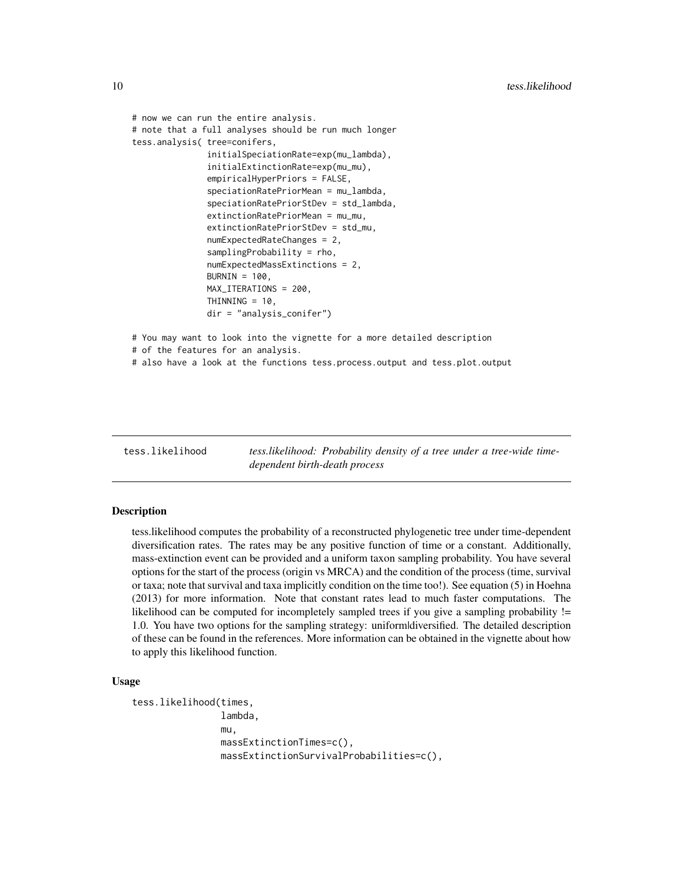```
# now we can run the entire analysis.
# note that a full analyses should be run much longer
tess.analysis( tree=conifers,
               initialSpeciationRate=exp(mu_lambda),
               initialExtinctionRate=exp(mu_mu),
               empiricalHyperPriors = FALSE,
               speciationRatePriorMean = mu_lambda,
               speciationRatePriorStDev = std_lambda,
               extinctionRatePriorMean = mu_mu,
               extinctionRatePriorStDev = std_mu,
               numExpectedRateChanges = 2,
               samplingProbability = rho,
               numExpectedMassExtinctions = 2,
               BURNIN = 100,
               MAX_ITERATIONS = 200,
               THINNING = 10,
               dir = "analysis_conifer")

# You may want to look into the vignette for a more detailed description
# of the features for an analysis.
# also have a look at the functions tess.process.output and tess.plot.output
```

## tess.likelihood — *tess.likelihood: Probability density of a tree under a tree-wide time-dependent birth-death process*

### Description

tess.likelihood computes the probability of a reconstructed phylogenetic tree under time-dependent diversification rates. The rates may be any positive function of time or a constant. Additionally, mass-extinction event can be provided and a uniform taxon sampling probability. You have several options for the start of the process (origin vs MRCA) and the condition of the process (time, survival or taxa; note that survival and taxa implicitly condition on the time too!). See equation (5) in Hoehna (2013) for more information. Note that constant rates lead to much faster computations. The likelihood can be computed for incompletely sampled trees if you give a sampling probability != 1.0. You have two options for the sampling strategy: uniform|diversified. The detailed description of these can be found in the references. More information can be obtained in the vignette about how to apply this likelihood function.

### Usage

```
tess.likelihood(times,
                lambda,
                mu,
                massExtinctionTimes=c(),
                massExtinctionSurvivalProbabilities=c(),
```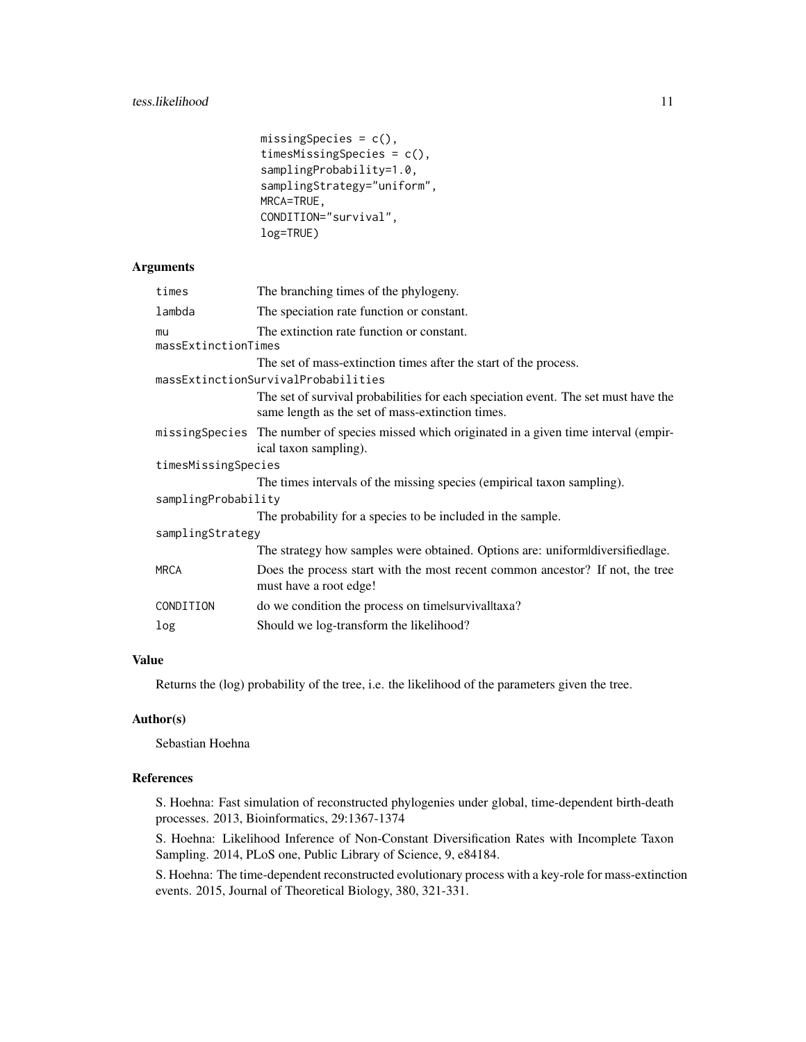```
                missingSpecies = c(),
                timesMissingSpecies = c(),
                samplingProbability=1.0,
                samplingStrategy="uniform",
                MRCA=TRUE,
                CONDITION="survival",
                log=TRUE)
```

## Arguments

| Argument | Description |
|---|---|
| `times` | The branching times of the phylogeny. |
| `lambda` | The speciation rate function or constant. |
| `mu` | The extinction rate function or constant. |
| `massExtinctionTimes` | The set of mass-extinction times after the start of the process. |
| `massExtinctionSurvivalProbabilities` | The set of survival probabilities for each speciation event. The set must have the same length as the set of mass-extinction times. |
| `missingSpecies` | The number of species missed which originated in a given time interval (empirical taxon sampling). |
| `timesMissingSpecies` | The times intervals of the missing species (empirical taxon sampling). |
| `samplingProbability` | The probability for a species to be included in the sample. |
| `samplingStrategy` | The strategy how samples were obtained. Options are: uniform\|diversified\|age. |
| `MRCA` | Does the process start with the most recent common ancestor? If not, the tree must have a root edge! |
| `CONDITION` | do we condition the process on time\|survival\|taxa? |
| `log` | Should we log-transform the likelihood? |

## Value

Returns the (log) probability of the tree, i.e. the likelihood of the parameters given the tree.

## Author(s)

Sebastian Hoehna

## References

S. Hoehna: Fast simulation of reconstructed phylogenies under global, time-dependent birth-death processes. 2013, Bioinformatics, 29:1367-1374

S. Hoehna: Likelihood Inference of Non-Constant Diversification Rates with Incomplete Taxon Sampling. 2014, PLoS one, Public Library of Science, 9, e84184.

S. Hoehna: The time-dependent reconstructed evolutionary process with a key-role for mass-extinction events. 2015, Journal of Theoretical Biology, 380, 321-331.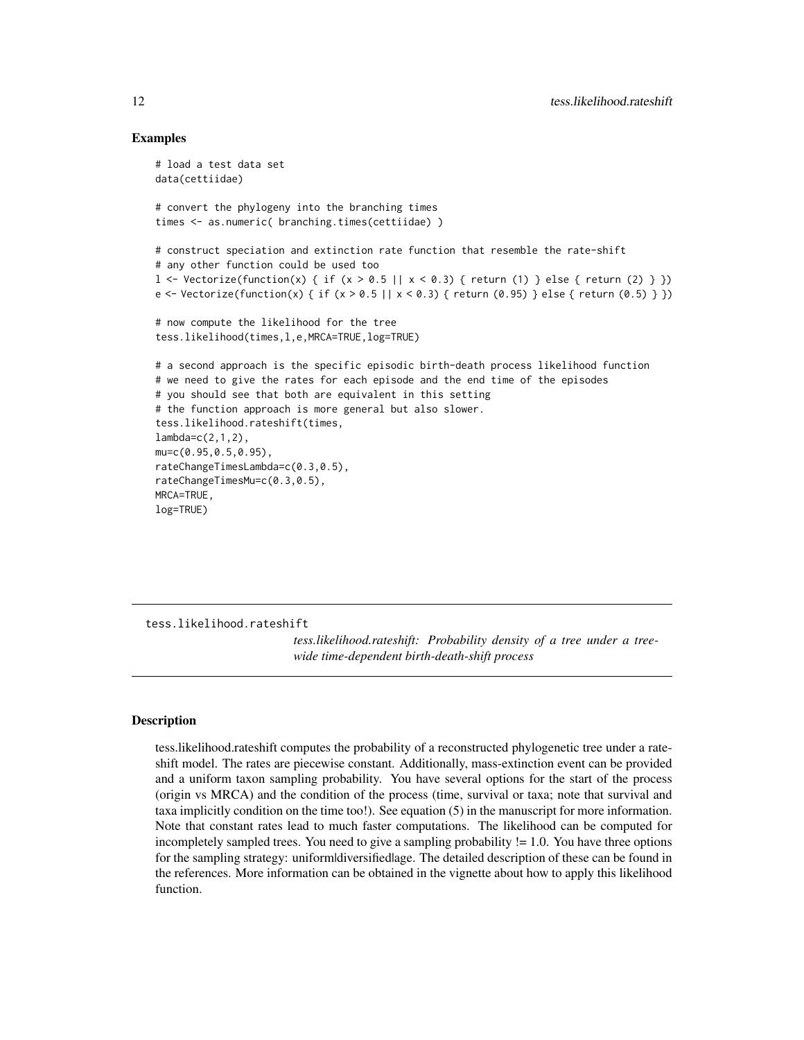## Examples

```
# load a test data set
data(cettiidae)

# convert the phylogeny into the branching times
times <- as.numeric( branching.times(cettiidae) )

# construct speciation and extinction rate function that resemble the rate-shift
# any other function could be used too
l <- Vectorize(function(x) { if (x > 0.5 || x < 0.3) { return (1) } else { return (2) } })
e <- Vectorize(function(x) { if (x > 0.5 || x < 0.3) { return (0.95) } else { return (0.5) } })

# now compute the likelihood for the tree
tess.likelihood(times,l,e,MRCA=TRUE,log=TRUE)

# a second approach is the specific episodic birth-death process likelihood function
# we need to give the rates for each episode and the end time of the episodes
# you should see that both are equivalent in this setting
# the function approach is more general but also slower.
tess.likelihood.rateshift(times,
lambda=c(2,1,2),
mu=c(0.95,0.5,0.95),
rateChangeTimesLambda=c(0.3,0.5),
rateChangeTimesMu=c(0.3,0.5),
MRCA=TRUE,
log=TRUE)
```

---

# tess.likelihood.rateshift

*tess.likelihood.rateshift: Probability density of a tree under a tree-wide time-dependent birth-death-shift process*

---

## Description

tess.likelihood.rateshift computes the probability of a reconstructed phylogenetic tree under a rate-shift model. The rates are piecewise constant. Additionally, mass-extinction event can be provided and a uniform taxon sampling probability. You have several options for the start of the process (origin vs MRCA) and the condition of the process (time, survival or taxa; note that survival and taxa implicitly condition on the time too!). See equation (5) in the manuscript for more information. Note that constant rates lead to much faster computations. The likelihood can be computed for incompletely sampled trees. You need to give a sampling probability != 1.0. You have three options for the sampling strategy: uniform|diversified|age. The detailed description of these can be found in the references. More information can be obtained in the vignette about how to apply this likelihood function.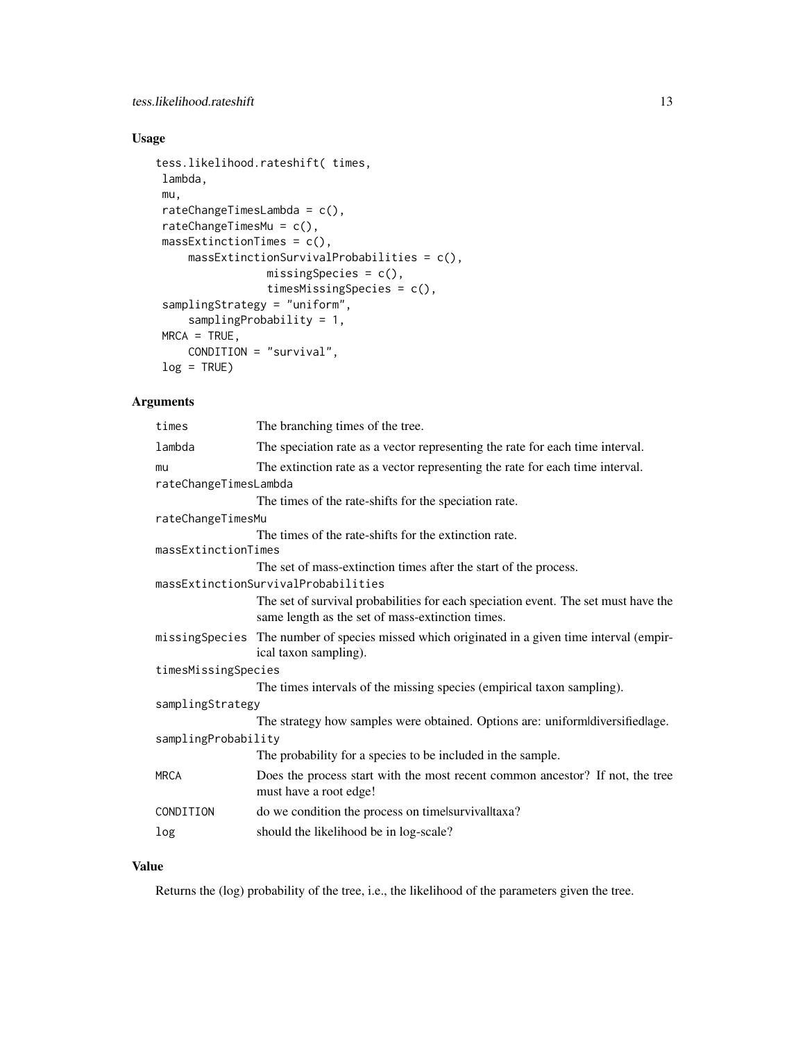## Usage

```
tess.likelihood.rateshift( times,
 lambda,
 mu,
 rateChangeTimesLambda = c(),
 rateChangeTimesMu = c(),
 massExtinctionTimes = c(),
     massExtinctionSurvivalProbabilities = c(),
                 missingSpecies = c(),
                 timesMissingSpecies = c(),
 samplingStrategy = "uniform",
     samplingProbability = 1,
 MRCA = TRUE,
     CONDITION = "survival",
 log = TRUE)
```

## Arguments

| Argument | Description |
|---|---|
| `times` | The branching times of the tree. |
| `lambda` | The speciation rate as a vector representing the rate for each time interval. |
| `mu` | The extinction rate as a vector representing the rate for each time interval. |
| `rateChangeTimesLambda` | The times of the rate-shifts for the speciation rate. |
| `rateChangeTimesMu` | The times of the rate-shifts for the extinction rate. |
| `massExtinctionTimes` | The set of mass-extinction times after the start of the process. |
| `massExtinctionSurvivalProbabilities` | The set of survival probabilities for each speciation event. The set must have the same length as the set of mass-extinction times. |
| `missingSpecies` | The number of species missed which originated in a given time interval (empirical taxon sampling). |
| `timesMissingSpecies` | The times intervals of the missing species (empirical taxon sampling). |
| `samplingStrategy` | The strategy how samples were obtained. Options are: uniform\|diversified\|age. |
| `samplingProbability` | The probability for a species to be included in the sample. |
| `MRCA` | Does the process start with the most recent common ancestor? If not, the tree must have a root edge! |
| `CONDITION` | do we condition the process on time\|survival\|taxa? |
| `log` | should the likelihood be in log-scale? |

## Value

Returns the (log) probability of the tree, i.e., the likelihood of the parameters given the tree.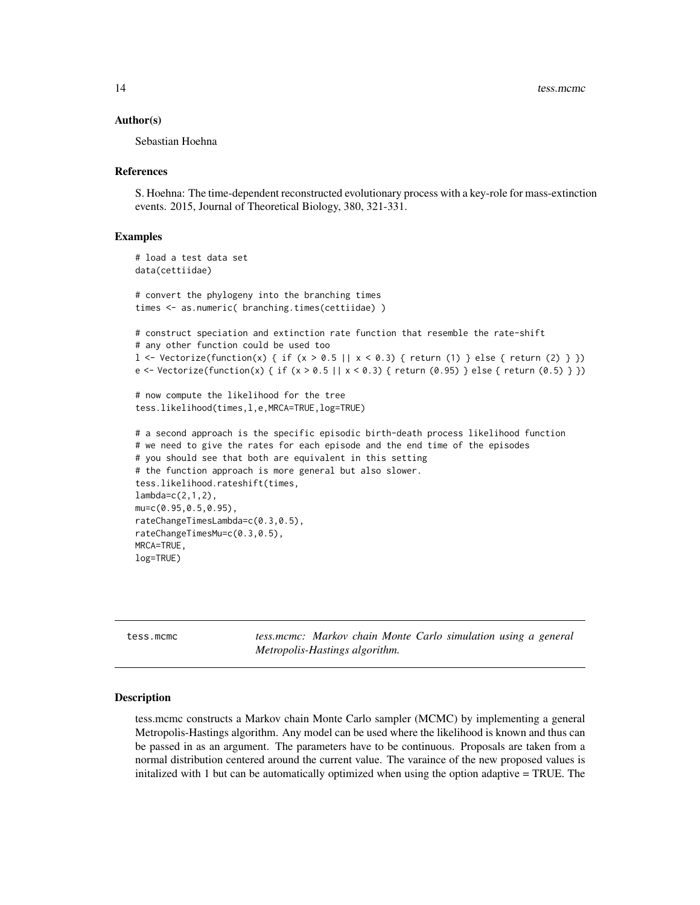## Author(s)

Sebastian Hoehna

## References

S. Hoehna: The time-dependent reconstructed evolutionary process with a key-role for mass-extinction events. 2015, Journal of Theoretical Biology, 380, 321-331.

## Examples

```
# load a test data set
data(cettiidae)

# convert the phylogeny into the branching times
times <- as.numeric( branching.times(cettiidae) )

# construct speciation and extinction rate function that resemble the rate-shift
# any other function could be used too
l <- Vectorize(function(x) { if (x > 0.5 || x < 0.3) { return (1) } else { return (2) } })
e <- Vectorize(function(x) { if (x > 0.5 || x < 0.3) { return (0.95) } else { return (0.5) } })

# now compute the likelihood for the tree
tess.likelihood(times,l,e,MRCA=TRUE,log=TRUE)

# a second approach is the specific episodic birth-death process likelihood function
# we need to give the rates for each episode and the end time of the episodes
# you should see that both are equivalent in this setting
# the function approach is more general but also slower.
tess.likelihood.rateshift(times,
lambda=c(2,1,2),
mu=c(0.95,0.5,0.95),
rateChangeTimesLambda=c(0.3,0.5),
rateChangeTimesMu=c(0.3,0.5),
MRCA=TRUE,
log=TRUE)
```

---

# tess.mcmc

*tess.mcmc: Markov chain Monte Carlo simulation using a general Metropolis-Hastings algorithm.*

## Description

tess.mcmc constructs a Markov chain Monte Carlo sampler (MCMC) by implementing a general Metropolis-Hastings algorithm. Any model can be used where the likelihood is known and thus can be passed in as an argument. The parameters have to be continuous. Proposals are taken from a normal distribution centered around the current value. The varaince of the new proposed values is initalized with 1 but can be automatically optimized when using the option adaptive = TRUE. The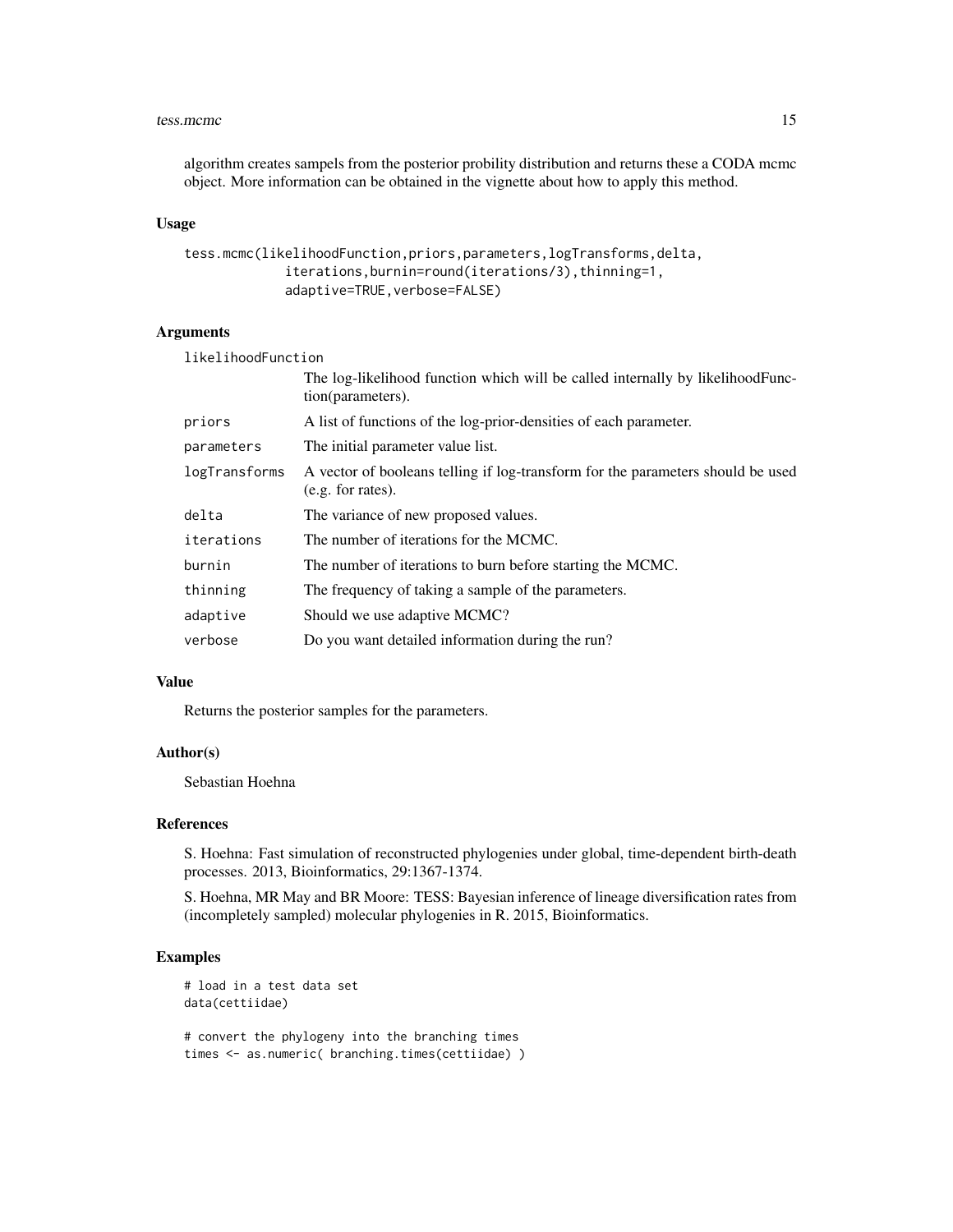algorithm creates sampels from the posterior probility distribution and returns these a CODA mcmc object. More information can be obtained in the vignette about how to apply this method.

### Usage

```
tess.mcmc(likelihoodFunction,priors,parameters,logTransforms,delta,
          iterations,burnin=round(iterations/3),thinning=1,
          adaptive=TRUE,verbose=FALSE)
```

### Arguments

| | |
|---|---|
| `likelihoodFunction` | The log-likelihood function which will be called internally by likelihoodFunction(parameters). |
| `priors` | A list of functions of the log-prior-densities of each parameter. |
| `parameters` | The initial parameter value list. |
| `logTransforms` | A vector of booleans telling if log-transform for the parameters should be used (e.g. for rates). |
| `delta` | The variance of new proposed values. |
| `iterations` | The number of iterations for the MCMC. |
| `burnin` | The number of iterations to burn before starting the MCMC. |
| `thinning` | The frequency of taking a sample of the parameters. |
| `adaptive` | Should we use adaptive MCMC? |
| `verbose` | Do you want detailed information during the run? |

### Value

Returns the posterior samples for the parameters.

### Author(s)

Sebastian Hoehna

### References

S. Hoehna: Fast simulation of reconstructed phylogenies under global, time-dependent birth-death processes. 2013, Bioinformatics, 29:1367-1374.

S. Hoehna, MR May and BR Moore: TESS: Bayesian inference of lineage diversification rates from (incompletely sampled) molecular phylogenies in R. 2015, Bioinformatics.

### Examples

```
# load in a test data set
data(cettiidae)

# convert the phylogeny into the branching times
times <- as.numeric( branching.times(cettiidae) )
```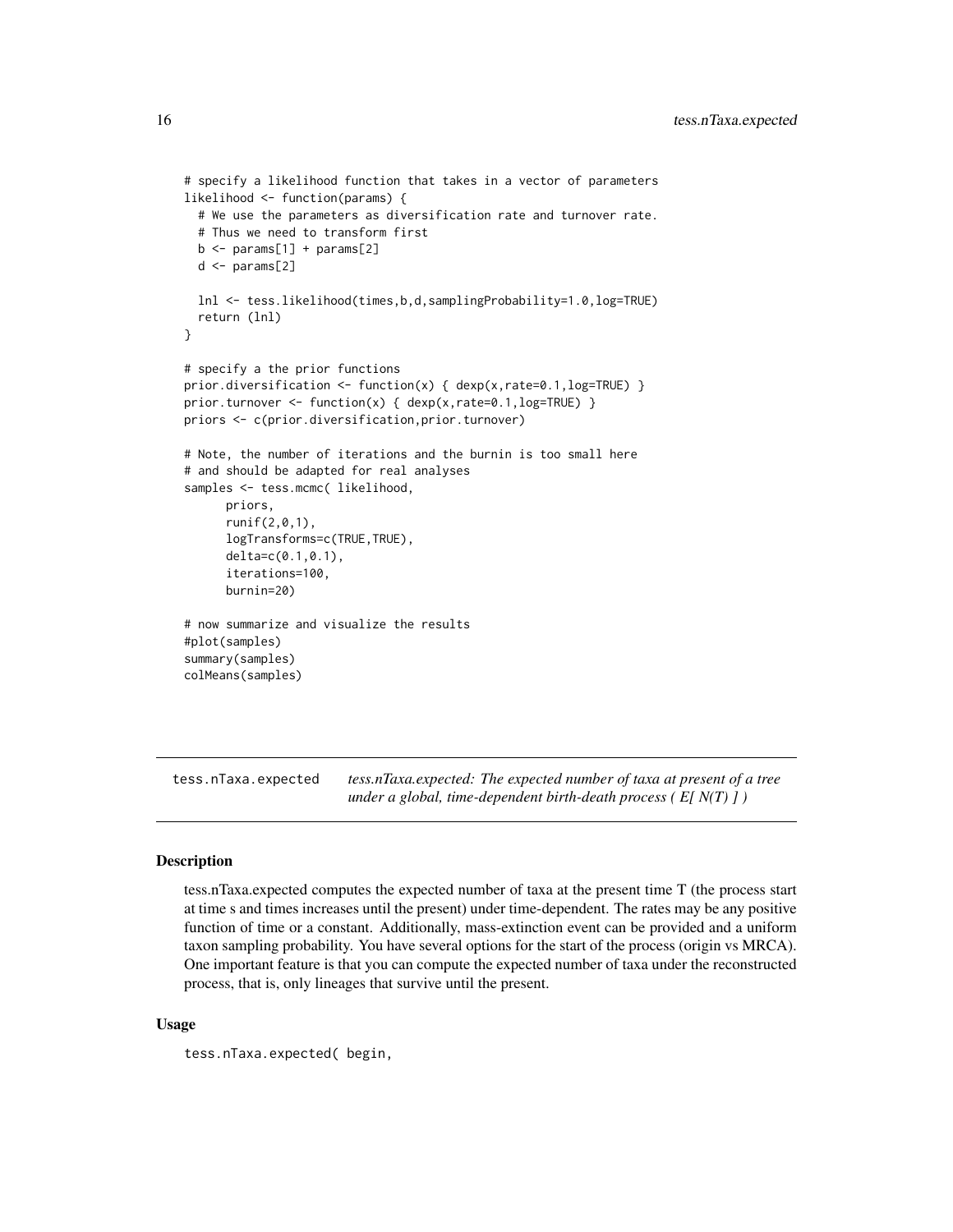```
# specify a likelihood function that takes in a vector of parameters
likelihood <- function(params) {
  # We use the parameters as diversification rate and turnover rate.
  # Thus we need to transform first
  b <- params[1] + params[2]
  d <- params[2]

  lnl <- tess.likelihood(times,b,d,samplingProbability=1.0,log=TRUE)
  return (lnl)
}

# specify a the prior functions
prior.diversification <- function(x) { dexp(x,rate=0.1,log=TRUE) }
prior.turnover <- function(x) { dexp(x,rate=0.1,log=TRUE) }
priors <- c(prior.diversification,prior.turnover)

# Note, the number of iterations and the burnin is too small here
# and should be adapted for real analyses
samples <- tess.mcmc( likelihood,
      priors,
      runif(2,0,1),
      logTransforms=c(TRUE,TRUE),
      delta=c(0.1,0.1),
      iterations=100,
      burnin=20)

# now summarize and visualize the results
#plot(samples)
summary(samples)
colMeans(samples)
```

---

`tess.nTaxa.expected` *tess.nTaxa.expected: The expected number of taxa at present of a tree under a global, time-dependent birth-death process ( E[ N(T) ] )*

---

### Description

tess.nTaxa.expected computes the expected number of taxa at the present time T (the process start at time s and times increases until the present) under time-dependent. The rates may be any positive function of time or a constant. Additionally, mass-extinction event can be provided and a uniform taxon sampling probability. You have several options for the start of the process (origin vs MRCA). One important feature is that you can compute the expected number of taxa under the reconstructed process, that is, only lineages that survive until the present.

### Usage

```
tess.nTaxa.expected( begin,
```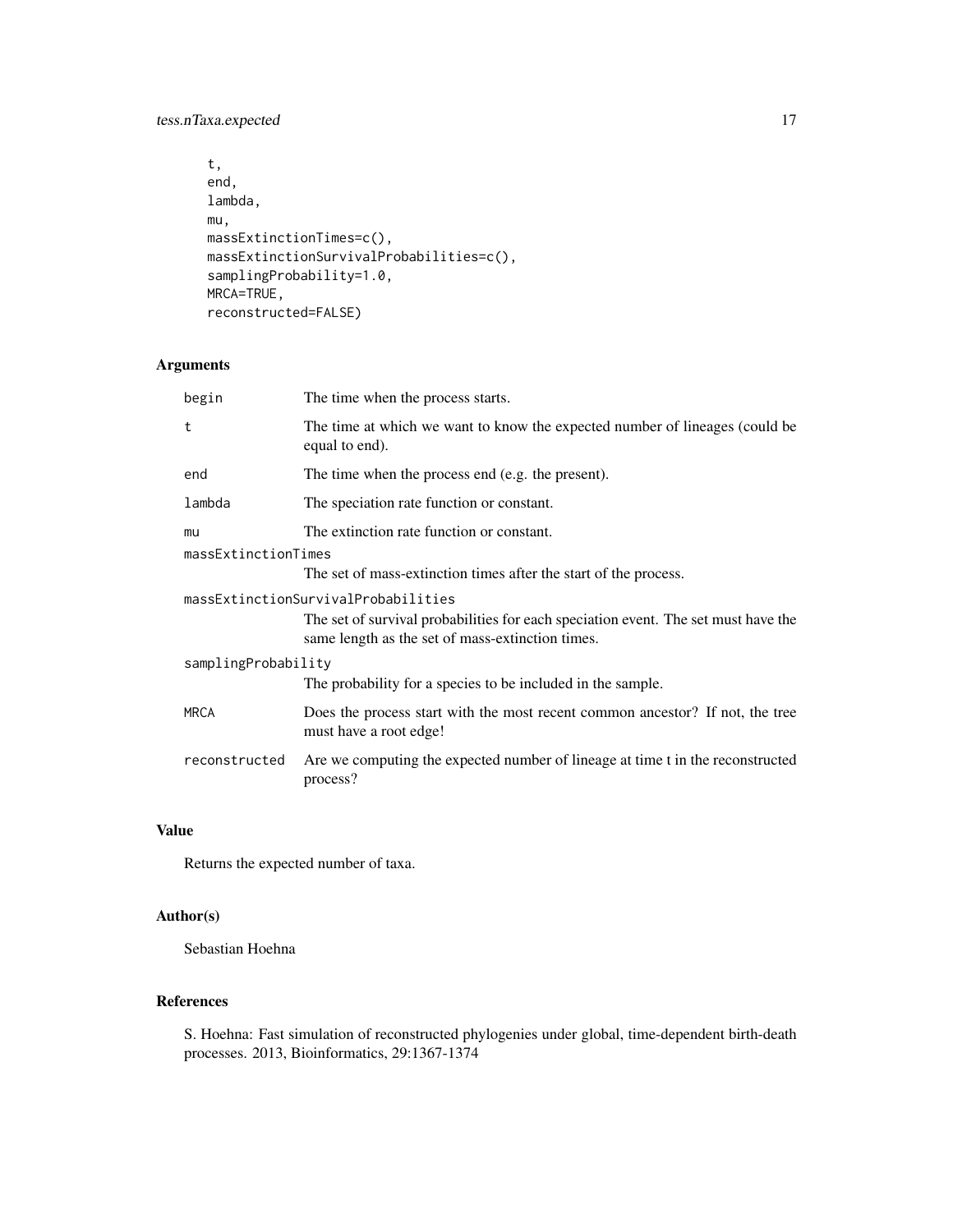```
t,
end,
lambda,
mu,
massExtinctionTimes=c(),
massExtinctionSurvivalProbabilities=c(),
samplingProbability=1.0,
MRCA=TRUE,
reconstructed=FALSE)
```

## Arguments

| | |
|---|---|
| begin | The time when the process starts. |
| t | The time at which we want to know the expected number of lineages (could be equal to end). |
| end | The time when the process end (e.g. the present). |
| lambda | The speciation rate function or constant. |
| mu | The extinction rate function or constant. |
| massExtinctionTimes | The set of mass-extinction times after the start of the process. |
| massExtinctionSurvivalProbabilities | The set of survival probabilities for each speciation event. The set must have the same length as the set of mass-extinction times. |
| samplingProbability | The probability for a species to be included in the sample. |
| MRCA | Does the process start with the most recent common ancestor? If not, the tree must have a root edge! |
| reconstructed | Are we computing the expected number of lineage at time t in the reconstructed process? |

## Value

Returns the expected number of taxa.

## Author(s)

Sebastian Hoehna

## References

S. Hoehna: Fast simulation of reconstructed phylogenies under global, time-dependent birth-death processes. 2013, Bioinformatics, 29:1367-1374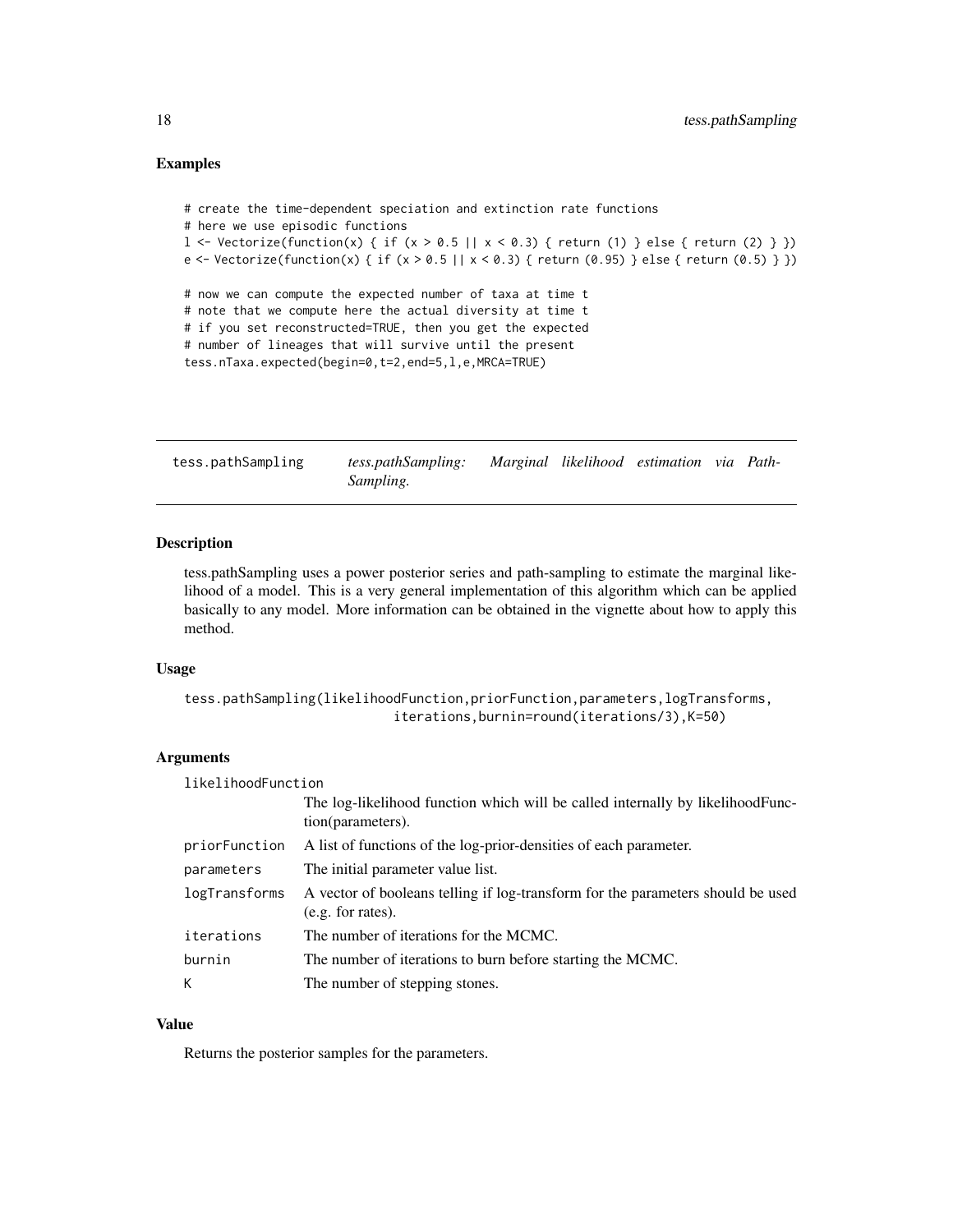## Examples

```
# create the time-dependent speciation and extinction rate functions
# here we use episodic functions
l <- Vectorize(function(x) { if (x > 0.5 || x < 0.3) { return (1) } else { return (2) } })
e <- Vectorize(function(x) { if (x > 0.5 || x < 0.3) { return (0.95) } else { return (0.5) } })

# now we can compute the expected number of taxa at time t
# note that we compute here the actual diversity at time t
# if you set reconstructed=TRUE, then you get the expected
# number of lineages that will survive until the present
tess.nTaxa.expected(begin=0,t=2,end=5,l,e,MRCA=TRUE)
```

---

`tess.pathSampling` *tess.pathSampling: Marginal likelihood estimation via Path-Sampling.*

---

## Description

tess.pathSampling uses a power posterior series and path-sampling to estimate the marginal likelihood of a model. This is a very general implementation of this algorithm which can be applied basically to any model. More information can be obtained in the vignette about how to apply this method.

## Usage

```
tess.pathSampling(likelihoodFunction,priorFunction,parameters,logTransforms,
                        iterations,burnin=round(iterations/3),K=50)
```

## Arguments

| | |
|---|---|
| `likelihoodFunction` | The log-likelihood function which will be called internally by likelihoodFunction(parameters). |
| `priorFunction` | A list of functions of the log-prior-densities of each parameter. |
| `parameters` | The initial parameter value list. |
| `logTransforms` | A vector of booleans telling if log-transform for the parameters should be used (e.g. for rates). |
| `iterations` | The number of iterations for the MCMC. |
| `burnin` | The number of iterations to burn before starting the MCMC. |
| `K` | The number of stepping stones. |

## Value

Returns the posterior samples for the parameters.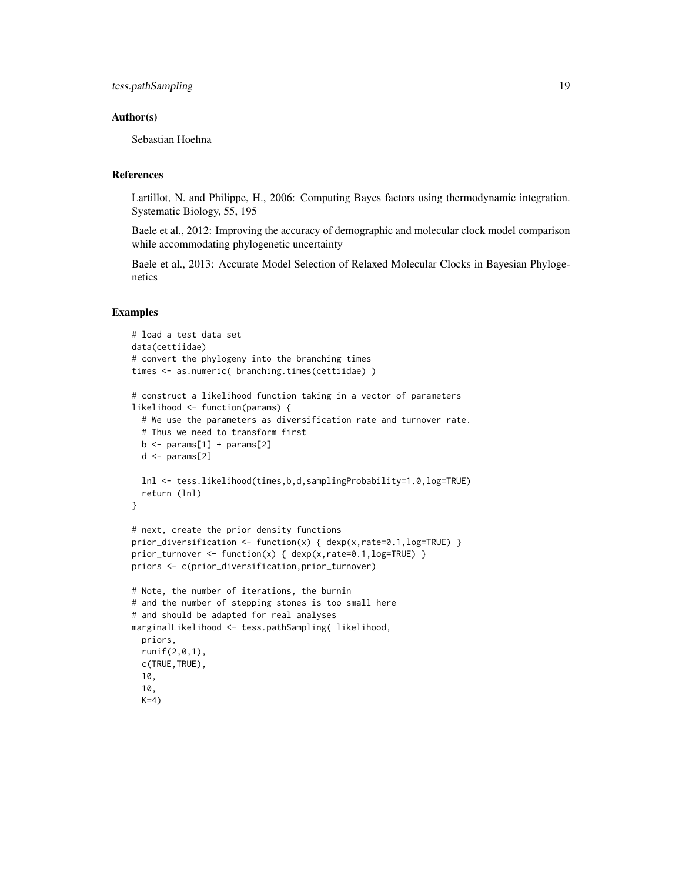## Author(s)

Sebastian Hoehna

## References

Lartillot, N. and Philippe, H., 2006: Computing Bayes factors using thermodynamic integration. Systematic Biology, 55, 195

Baele et al., 2012: Improving the accuracy of demographic and molecular clock model comparison while accommodating phylogenetic uncertainty

Baele et al., 2013: Accurate Model Selection of Relaxed Molecular Clocks in Bayesian Phylogenetics

## Examples

```
# load a test data set
data(cettiidae)
# convert the phylogeny into the branching times
times <- as.numeric( branching.times(cettiidae) )

# construct a likelihood function taking in a vector of parameters
likelihood <- function(params) {
  # We use the parameters as diversification rate and turnover rate.
  # Thus we need to transform first
  b <- params[1] + params[2]
  d <- params[2]

  lnl <- tess.likelihood(times,b,d,samplingProbability=1.0,log=TRUE)
  return (lnl)
}

# next, create the prior density functions
prior_diversification <- function(x) { dexp(x,rate=0.1,log=TRUE) }
prior_turnover <- function(x) { dexp(x,rate=0.1,log=TRUE) }
priors <- c(prior_diversification,prior_turnover)

# Note, the number of iterations, the burnin
# and the number of stepping stones is too small here
# and should be adapted for real analyses
marginalLikelihood <- tess.pathSampling( likelihood,
  priors,
  runif(2,0,1),
  c(TRUE,TRUE),
  10,
  10,
  K=4)
```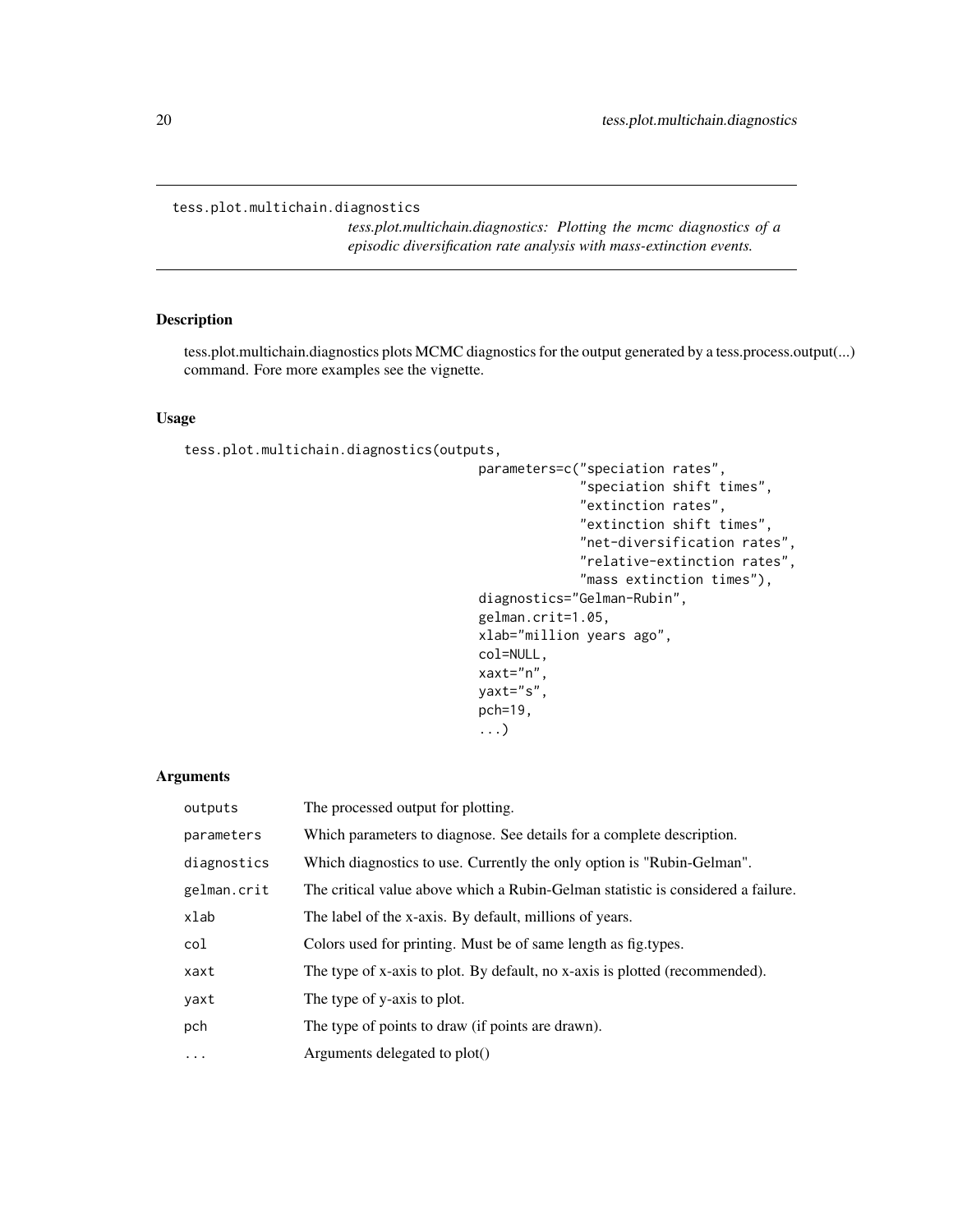tess.plot.multichain.diagnostics

*tess.plot.multichain.diagnostics: Plotting the mcmc diagnostics of a episodic diversification rate analysis with mass-extinction events.*

## Description

tess.plot.multichain.diagnostics plots MCMC diagnostics for the output generated by a tess.process.output(...) command. Fore more examples see the vignette.

## Usage

```
tess.plot.multichain.diagnostics(outputs,
                                     parameters=c("speciation rates",
                                                  "speciation shift times",
                                                  "extinction rates",
                                                  "extinction shift times",
                                                  "net-diversification rates",
                                                  "relative-extinction rates",
                                                  "mass extinction times"),
                                     diagnostics="Gelman-Rubin",
                                     gelman.crit=1.05,
                                     xlab="million years ago",
                                     col=NULL,
                                     xaxt="n",
                                     yaxt="s",
                                     pch=19,
                                     ...)
```

## Arguments

| | |
|---|---|
| outputs | The processed output for plotting. |
| parameters | Which parameters to diagnose. See details for a complete description. |
| diagnostics | Which diagnostics to use. Currently the only option is "Rubin-Gelman". |
| gelman.crit | The critical value above which a Rubin-Gelman statistic is considered a failure. |
| xlab | The label of the x-axis. By default, millions of years. |
| col | Colors used for printing. Must be of same length as fig.types. |
| xaxt | The type of x-axis to plot. By default, no x-axis is plotted (recommended). |
| yaxt | The type of y-axis to plot. |
| pch | The type of points to draw (if points are drawn). |
| ... | Arguments delegated to plot() |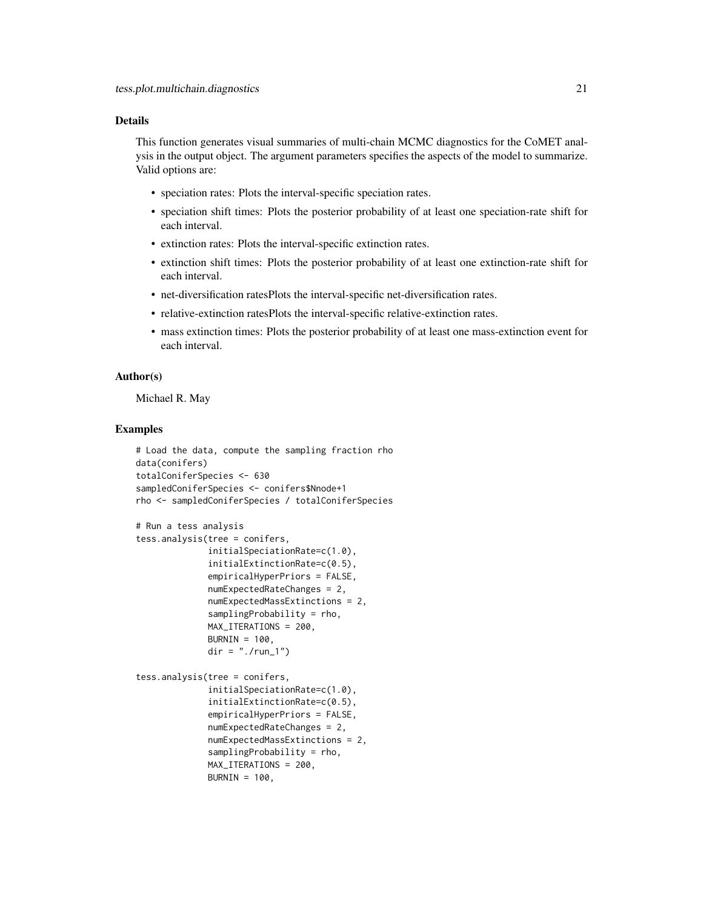## Details

This function generates visual summaries of multi-chain MCMC diagnostics for the CoMET analysis in the output object. The argument parameters specifies the aspects of the model to summarize. Valid options are:

- speciation rates: Plots the interval-specific speciation rates.
- speciation shift times: Plots the posterior probability of at least one speciation-rate shift for each interval.
- extinction rates: Plots the interval-specific extinction rates.
- extinction shift times: Plots the posterior probability of at least one extinction-rate shift for each interval.
- net-diversification ratesPlots the interval-specific net-diversification rates.
- relative-extinction ratesPlots the interval-specific relative-extinction rates.
- mass extinction times: Plots the posterior probability of at least one mass-extinction event for each interval.

## Author(s)

Michael R. May

## Examples

```
# Load the data, compute the sampling fraction rho
data(conifers)
totalConiferSpecies <- 630
sampledConiferSpecies <- conifers$Nnode+1
rho <- sampledConiferSpecies / totalConiferSpecies

# Run a tess analysis
tess.analysis(tree = conifers,
              initialSpeciationRate=c(1.0),
              initialExtinctionRate=c(0.5),
              empiricalHyperPriors = FALSE,
              numExpectedRateChanges = 2,
              numExpectedMassExtinctions = 2,
              samplingProbability = rho,
              MAX_ITERATIONS = 200,
              BURNIN = 100,
              dir = "./run_1")

tess.analysis(tree = conifers,
              initialSpeciationRate=c(1.0),
              initialExtinctionRate=c(0.5),
              empiricalHyperPriors = FALSE,
              numExpectedRateChanges = 2,
              numExpectedMassExtinctions = 2,
              samplingProbability = rho,
              MAX_ITERATIONS = 200,
              BURNIN = 100,
```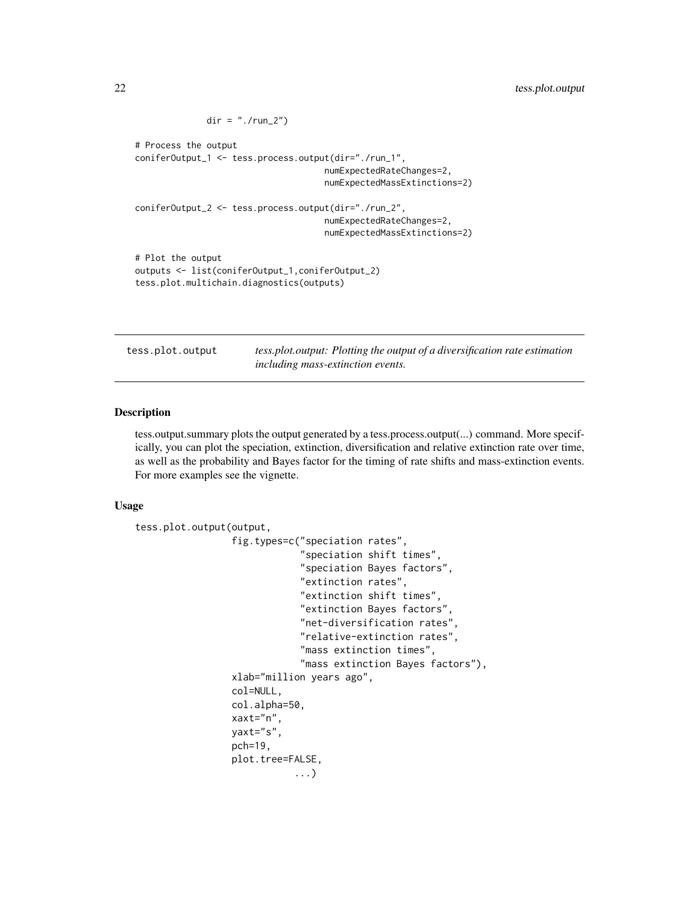```
              dir = "./run_2")

# Process the output
coniferOutput_1 <- tess.process.output(dir="./run_1",
                                       numExpectedRateChanges=2,
                                       numExpectedMassExtinctions=2)

coniferOutput_2 <- tess.process.output(dir="./run_2",
                                       numExpectedRateChanges=2,
                                       numExpectedMassExtinctions=2)

# Plot the output
outputs <- list(coniferOutput_1,coniferOutput_2)
tess.plot.multichain.diagnostics(outputs)
```

## tess.plot.output

*tess.plot.output: Plotting the output of a diversification rate estimation including mass-extinction events.*

### Description

tess.output.summary plots the output generated by a tess.process.output(...) command. More specifically, you can plot the speciation, extinction, diversification and relative extinction rate over time, as well as the probability and Bayes factor for the timing of rate shifts and mass-extinction events. For more examples see the vignette.

### Usage

```
tess.plot.output(output,
                 fig.types=c("speciation rates",
                             "speciation shift times",
                             "speciation Bayes factors",
                             "extinction rates",
                             "extinction shift times",
                             "extinction Bayes factors",
                             "net-diversification rates",
                             "relative-extinction rates",
                             "mass extinction times",
                             "mass extinction Bayes factors"),
                 xlab="million years ago",
                 col=NULL,
                 col.alpha=50,
                 xaxt="n",
                 yaxt="s",
                 pch=19,
                 plot.tree=FALSE,
                          ...)
```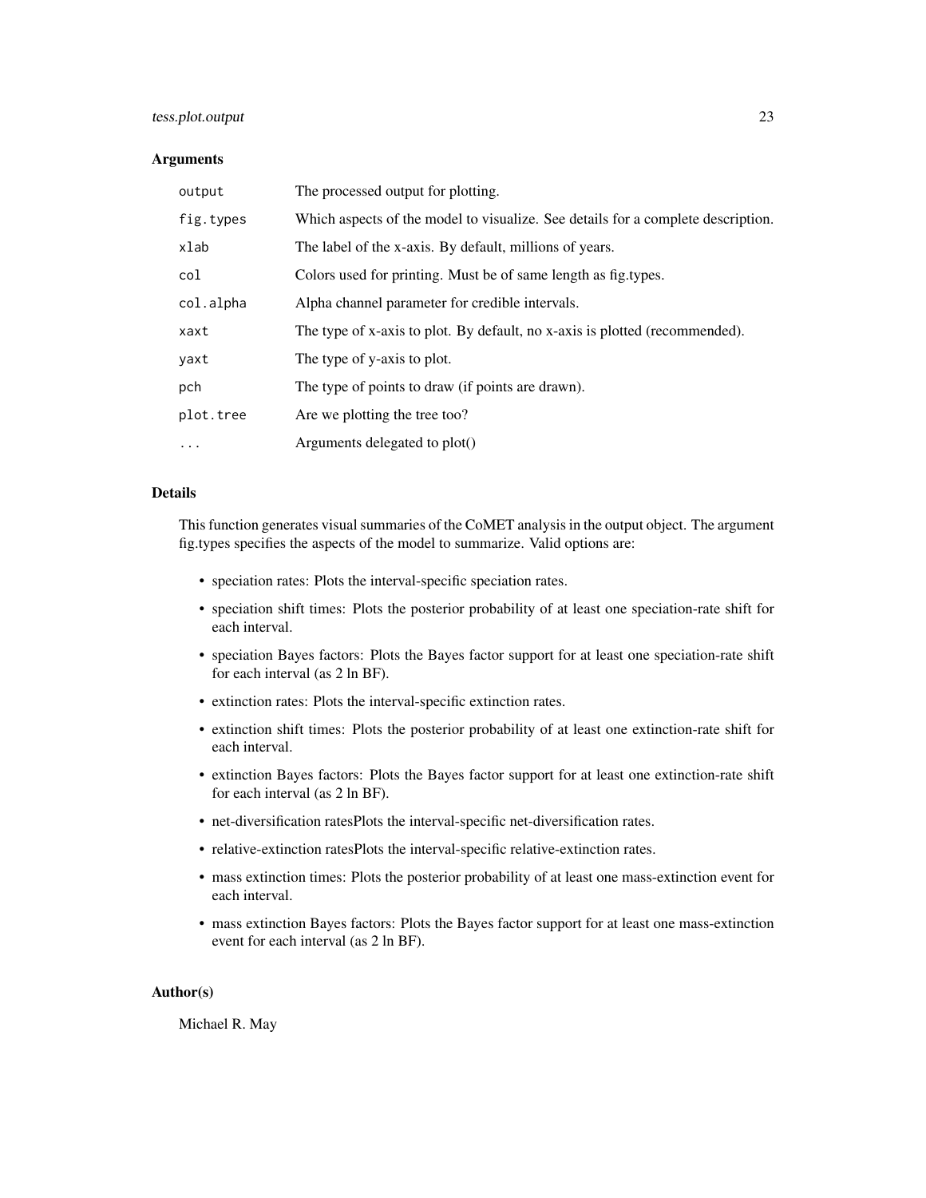### Arguments

| | |
|---|---|
| `output` | The processed output for plotting. |
| `fig.types` | Which aspects of the model to visualize. See details for a complete description. |
| `xlab` | The label of the x-axis. By default, millions of years. |
| `col` | Colors used for printing. Must be of same length as fig.types. |
| `col.alpha` | Alpha channel parameter for credible intervals. |
| `xaxt` | The type of x-axis to plot. By default, no x-axis is plotted (recommended). |
| `yaxt` | The type of y-axis to plot. |
| `pch` | The type of points to draw (if points are drawn). |
| `plot.tree` | Are we plotting the tree too? |
| `...` | Arguments delegated to plot() |

### Details

This function generates visual summaries of the CoMET analysis in the output object. The argument fig.types specifies the aspects of the model to summarize. Valid options are:

- speciation rates: Plots the interval-specific speciation rates.
- speciation shift times: Plots the posterior probability of at least one speciation-rate shift for each interval.
- speciation Bayes factors: Plots the Bayes factor support for at least one speciation-rate shift for each interval (as 2 ln BF).
- extinction rates: Plots the interval-specific extinction rates.
- extinction shift times: Plots the posterior probability of at least one extinction-rate shift for each interval.
- extinction Bayes factors: Plots the Bayes factor support for at least one extinction-rate shift for each interval (as 2 ln BF).
- net-diversification ratesPlots the interval-specific net-diversification rates.
- relative-extinction ratesPlots the interval-specific relative-extinction rates.
- mass extinction times: Plots the posterior probability of at least one mass-extinction event for each interval.
- mass extinction Bayes factors: Plots the Bayes factor support for at least one mass-extinction event for each interval (as 2 ln BF).

### Author(s)

Michael R. May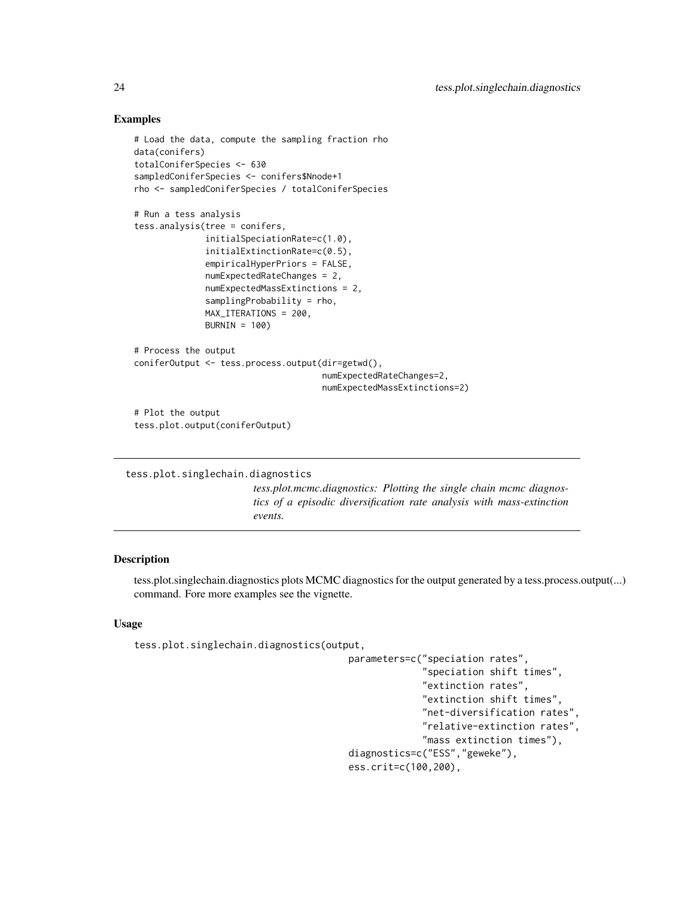### Examples

```
# Load the data, compute the sampling fraction rho
data(conifers)
totalConiferSpecies <- 630
sampledConiferSpecies <- conifers$Nnode+1
rho <- sampledConiferSpecies / totalConiferSpecies

# Run a tess analysis
tess.analysis(tree = conifers,
              initialSpeciationRate=c(1.0),
              initialExtinctionRate=c(0.5),
              empiricalHyperPriors = FALSE,
              numExpectedRateChanges = 2,
              numExpectedMassExtinctions = 2,
              samplingProbability = rho,
              MAX_ITERATIONS = 200,
              BURNIN = 100)

# Process the output
coniferOutput <- tess.process.output(dir=getwd(),
                                     numExpectedRateChanges=2,
                                     numExpectedMassExtinctions=2)

# Plot the output
tess.plot.output(coniferOutput)
```

---

## tess.plot.singlechain.diagnostics

*tess.plot.mcmc.diagnostics: Plotting the single chain mcmc diagnostics of a episodic diversification rate analysis with mass-extinction events.*

---

### Description

tess.plot.singlechain.diagnostics plots MCMC diagnostics for the output generated by a tess.process.output(...) command. Fore more examples see the vignette.

### Usage

```
tess.plot.singlechain.diagnostics(output,
                                  parameters=c("speciation rates",
                                               "speciation shift times",
                                               "extinction rates",
                                               "extinction shift times",
                                               "net-diversification rates",
                                               "relative-extinction rates",
                                               "mass extinction times"),
                                  diagnostics=c("ESS","geweke"),
                                  ess.crit=c(100,200),
```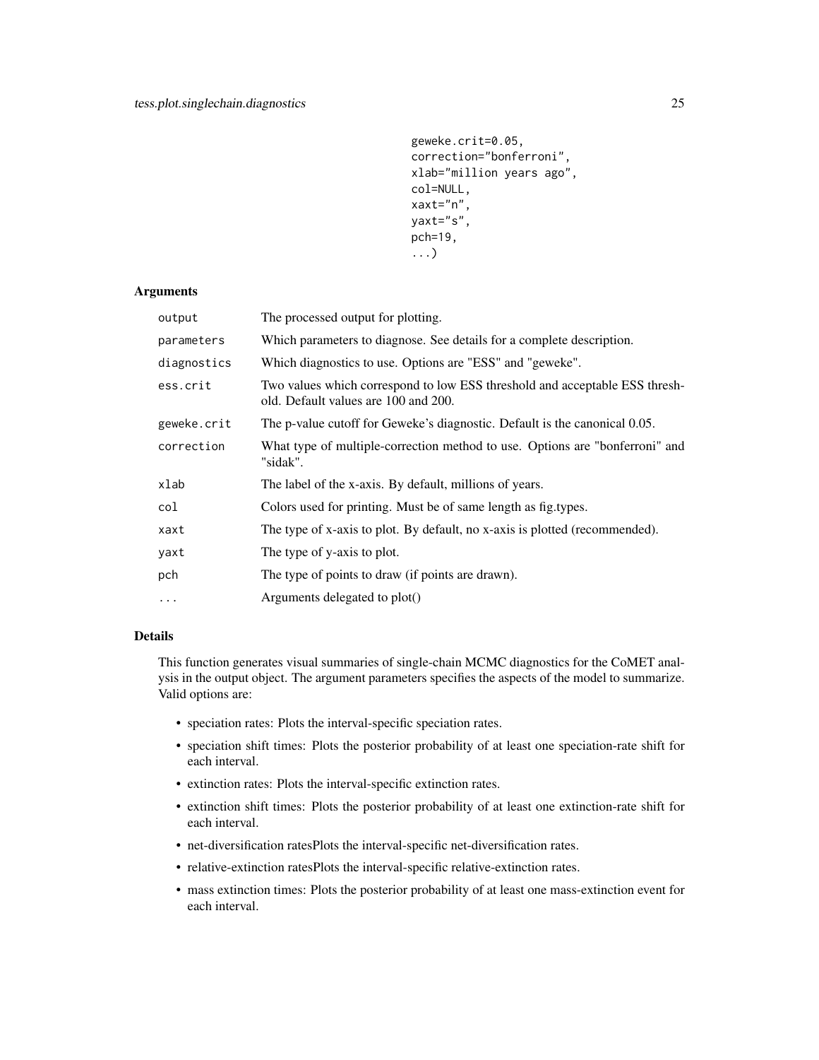```
geweke.crit=0.05,
correction="bonferroni",
xlab="million years ago",
col=NULL,
xaxt="n",
yaxt="s",
pch=19,
...)
```

### Arguments

| | |
|---|---|
| `output` | The processed output for plotting. |
| `parameters` | Which parameters to diagnose. See details for a complete description. |
| `diagnostics` | Which diagnostics to use. Options are "ESS" and "geweke". |
| `ess.crit` | Two values which correspond to low ESS threshold and acceptable ESS threshold. Default values are 100 and 200. |
| `geweke.crit` | The p-value cutoff for Geweke's diagnostic. Default is the canonical 0.05. |
| `correction` | What type of multiple-correction method to use. Options are "bonferroni" and "sidak". |
| `xlab` | The label of the x-axis. By default, millions of years. |
| `col` | Colors used for printing. Must be of same length as fig.types. |
| `xaxt` | The type of x-axis to plot. By default, no x-axis is plotted (recommended). |
| `yaxt` | The type of y-axis to plot. |
| `pch` | The type of points to draw (if points are drawn). |
| `...` | Arguments delegated to plot() |

### Details

This function generates visual summaries of single-chain MCMC diagnostics for the CoMET analysis in the output object. The argument parameters specifies the aspects of the model to summarize. Valid options are:

- speciation rates: Plots the interval-specific speciation rates.
- speciation shift times: Plots the posterior probability of at least one speciation-rate shift for each interval.
- extinction rates: Plots the interval-specific extinction rates.
- extinction shift times: Plots the posterior probability of at least one extinction-rate shift for each interval.
- net-diversification ratesPlots the interval-specific net-diversification rates.
- relative-extinction ratesPlots the interval-specific relative-extinction rates.
- mass extinction times: Plots the posterior probability of at least one mass-extinction event for each interval.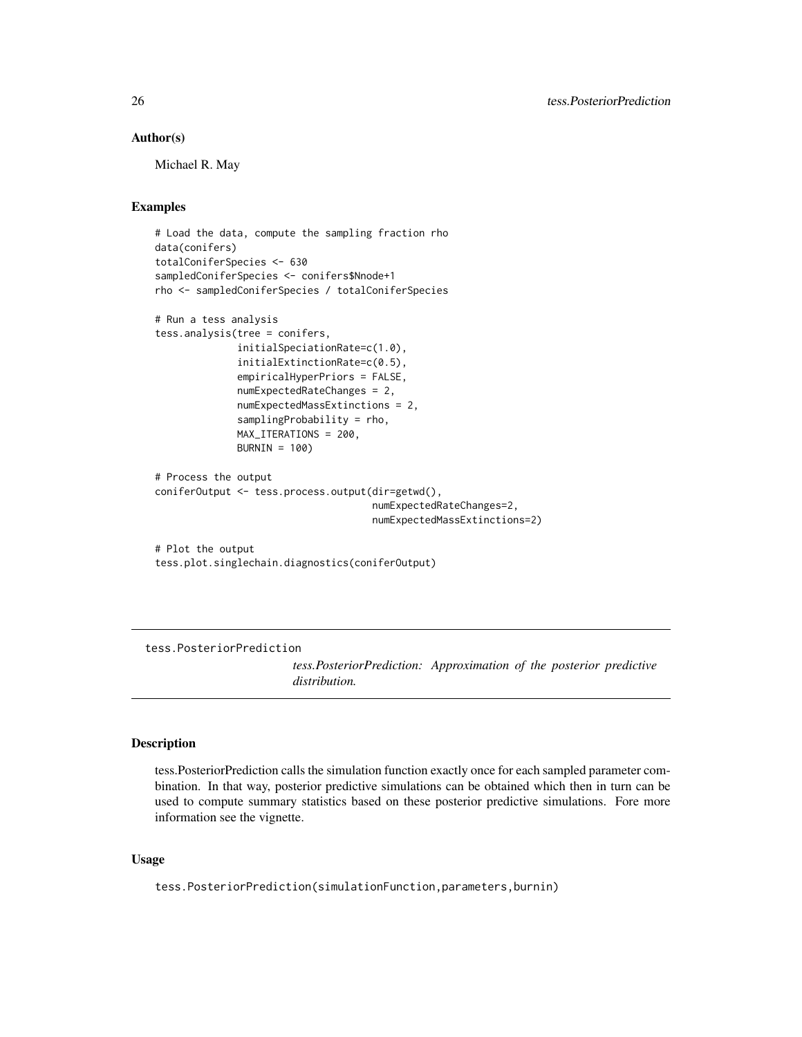### Author(s)

Michael R. May

### Examples

```
# Load the data, compute the sampling fraction rho
data(conifers)
totalConiferSpecies <- 630
sampledConiferSpecies <- conifers$Nnode+1
rho <- sampledConiferSpecies / totalConiferSpecies

# Run a tess analysis
tess.analysis(tree = conifers,
              initialSpeciationRate=c(1.0),
              initialExtinctionRate=c(0.5),
              empiricalHyperPriors = FALSE,
              numExpectedRateChanges = 2,
              numExpectedMassExtinctions = 2,
              samplingProbability = rho,
              MAX_ITERATIONS = 200,
              BURNIN = 100)

# Process the output
coniferOutput <- tess.process.output(dir=getwd(),
                                     numExpectedRateChanges=2,
                                     numExpectedMassExtinctions=2)

# Plot the output
tess.plot.singlechain.diagnostics(coniferOutput)
```

---

## tess.PosteriorPrediction

*tess.PosteriorPrediction: Approximation of the posterior predictive distribution.*

---

### Description

tess.PosteriorPrediction calls the simulation function exactly once for each sampled parameter combination. In that way, posterior predictive simulations can be obtained which then in turn can be used to compute summary statistics based on these posterior predictive simulations. Fore more information see the vignette.

### Usage

```
tess.PosteriorPrediction(simulationFunction,parameters,burnin)
```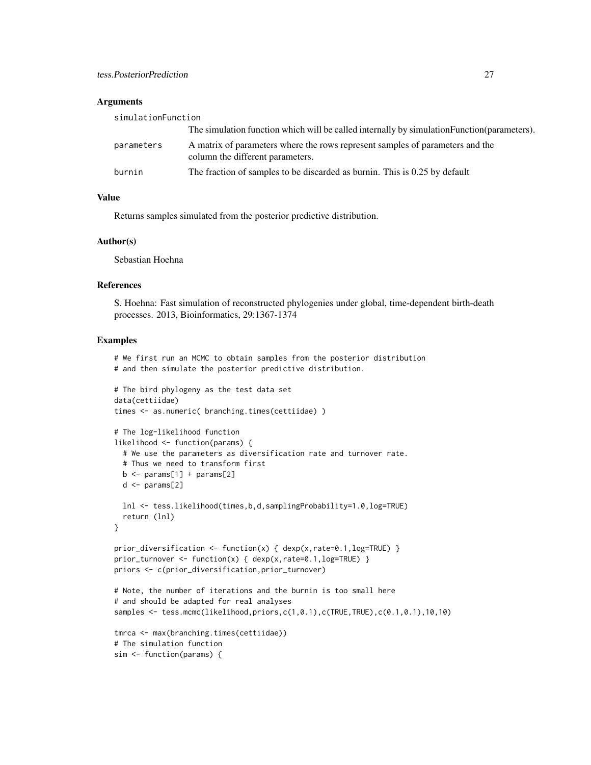### Arguments

- `simulationFunction`: The simulation function which will be called internally by simulationFunction(parameters).
- `parameters`: A matrix of parameters where the rows represent samples of parameters and the column the different parameters.
- `burnin`: The fraction of samples to be discarded as burnin. This is 0.25 by default

### Value

Returns samples simulated from the posterior predictive distribution.

### Author(s)

Sebastian Hoehna

### References

S. Hoehna: Fast simulation of reconstructed phylogenies under global, time-dependent birth-death processes. 2013, Bioinformatics, 29:1367-1374

### Examples

```
# We first run an MCMC to obtain samples from the posterior distribution
# and then simulate the posterior predictive distribution.

# The bird phylogeny as the test data set
data(cettiidae)
times <- as.numeric( branching.times(cettiidae) )

# The log-likelihood function
likelihood <- function(params) {
  # We use the parameters as diversification rate and turnover rate.
  # Thus we need to transform first
  b <- params[1] + params[2]
  d <- params[2]

  lnl <- tess.likelihood(times,b,d,samplingProbability=1.0,log=TRUE)
  return (lnl)
}

prior_diversification <- function(x) { dexp(x,rate=0.1,log=TRUE) }
prior_turnover <- function(x) { dexp(x,rate=0.1,log=TRUE) }
priors <- c(prior_diversification,prior_turnover)

# Note, the number of iterations and the burnin is too small here
# and should be adapted for real analyses
samples <- tess.mcmc(likelihood,priors,c(1,0.1),c(TRUE,TRUE),c(0.1,0.1),10,10)

tmrca <- max(branching.times(cettiidae))
# The simulation function
sim <- function(params) {
```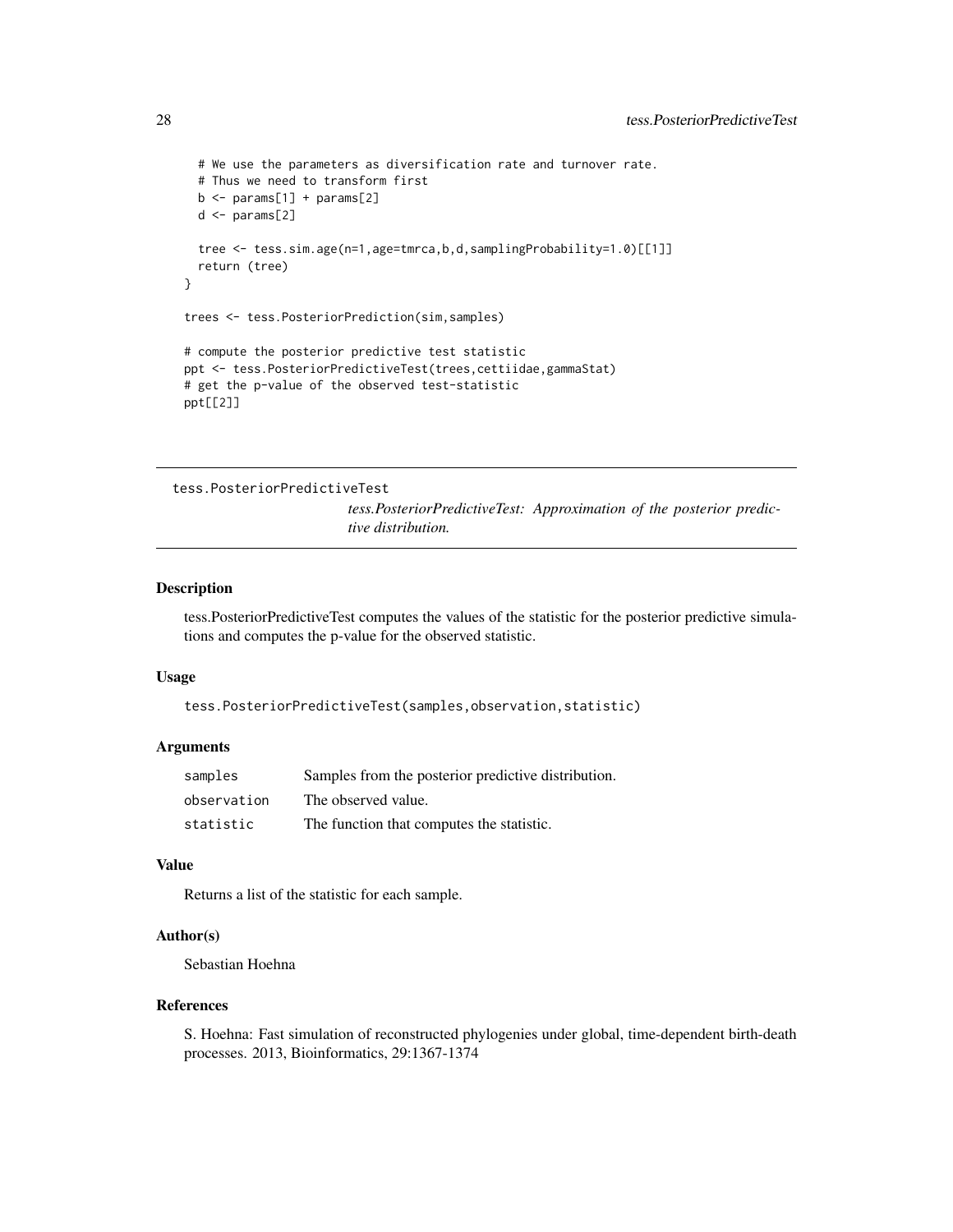```
  # We use the parameters as diversification rate and turnover rate.
  # Thus we need to transform first
  b <- params[1] + params[2]
  d <- params[2]

  tree <- tess.sim.age(n=1,age=tmrca,b,d,samplingProbability=1.0)[[1]]
  return (tree)
}

trees <- tess.PosteriorPrediction(sim,samples)

# compute the posterior predictive test statistic
ppt <- tess.PosteriorPredictiveTest(trees,cettiidae,gammaStat)
# get the p-value of the observed test-statistic
ppt[[2]]
```

## tess.PosteriorPredictiveTest

*tess.PosteriorPredictiveTest: Approximation of the posterior predictive distribution.*

### Description

tess.PosteriorPredictiveTest computes the values of the statistic for the posterior predictive simulations and computes the p-value for the observed statistic.

### Usage

```
tess.PosteriorPredictiveTest(samples,observation,statistic)
```

### Arguments

| | |
|---|---|
| samples | Samples from the posterior predictive distribution. |
| observation | The observed value. |
| statistic | The function that computes the statistic. |

### Value

Returns a list of the statistic for each sample.

### Author(s)

Sebastian Hoehna

### References

S. Hoehna: Fast simulation of reconstructed phylogenies under global, time-dependent birth-death processes. 2013, Bioinformatics, 29:1367-1374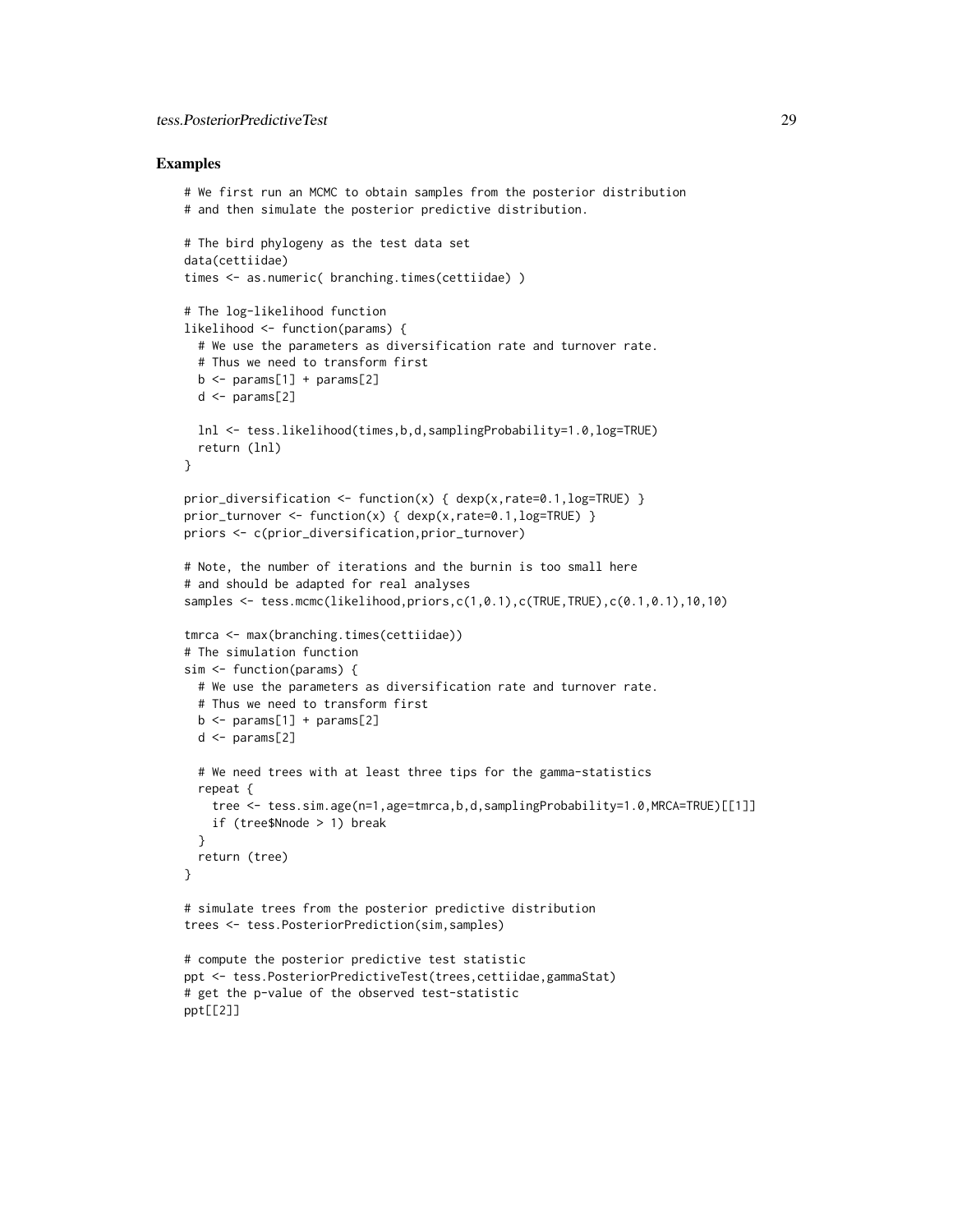## Examples

```
# We first run an MCMC to obtain samples from the posterior distribution
# and then simulate the posterior predictive distribution.

# The bird phylogeny as the test data set
data(cettiidae)
times <- as.numeric( branching.times(cettiidae) )

# The log-likelihood function
likelihood <- function(params) {
  # We use the parameters as diversification rate and turnover rate.
  # Thus we need to transform first
  b <- params[1] + params[2]
  d <- params[2]

  lnl <- tess.likelihood(times,b,d,samplingProbability=1.0,log=TRUE)
  return (lnl)
}

prior_diversification <- function(x) { dexp(x,rate=0.1,log=TRUE) }
prior_turnover <- function(x) { dexp(x,rate=0.1,log=TRUE) }
priors <- c(prior_diversification,prior_turnover)

# Note, the number of iterations and the burnin is too small here
# and should be adapted for real analyses
samples <- tess.mcmc(likelihood,priors,c(1,0.1),c(TRUE,TRUE),c(0.1,0.1),10,10)

tmrca <- max(branching.times(cettiidae))
# The simulation function
sim <- function(params) {
  # We use the parameters as diversification rate and turnover rate.
  # Thus we need to transform first
  b <- params[1] + params[2]
  d <- params[2]

  # We need trees with at least three tips for the gamma-statistics
  repeat {
    tree <- tess.sim.age(n=1,age=tmrca,b,d,samplingProbability=1.0,MRCA=TRUE)[[1]]
    if (tree$Nnode > 1) break
  }
  return (tree)
}

# simulate trees from the posterior predictive distribution
trees <- tess.PosteriorPrediction(sim,samples)

# compute the posterior predictive test statistic
ppt <- tess.PosteriorPredictiveTest(trees,cettiidae,gammaStat)
# get the p-value of the observed test-statistic
ppt[[2]]
```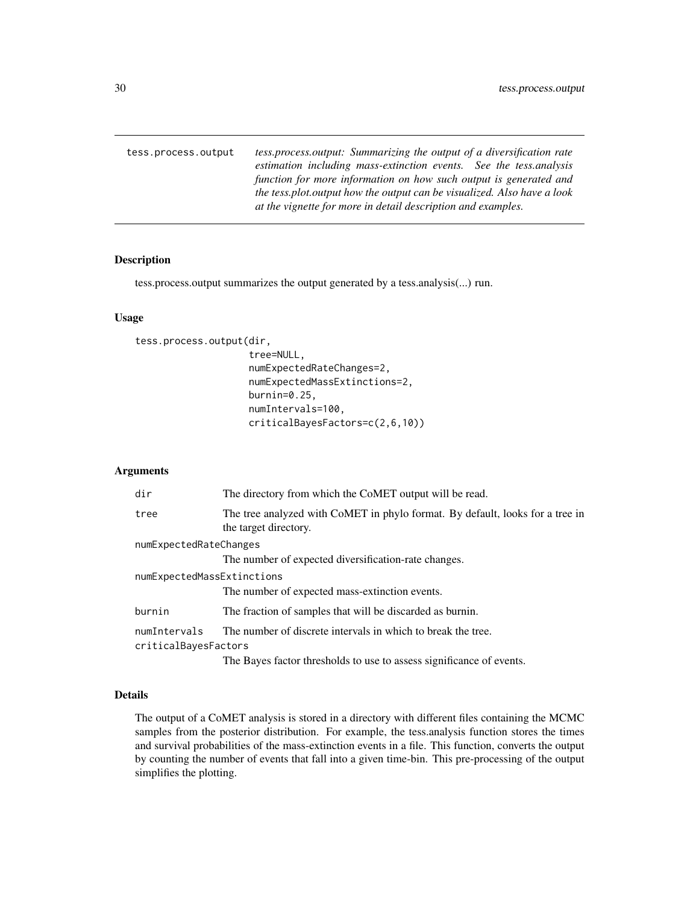tess.process.output — *tess.process.output: Summarizing the output of a diversification rate estimation including mass-extinction events. See the tess.analysis function for more information on how such output is generated and the tess.plot.output how the output can be visualized. Also have a look at the vignette for more in detail description and examples.*

## Description

tess.process.output summarizes the output generated by a tess.analysis(...) run.

## Usage

```
tess.process.output(dir,
                    tree=NULL,
                    numExpectedRateChanges=2,
                    numExpectedMassExtinctions=2,
                    burnin=0.25,
                    numIntervals=100,
                    criticalBayesFactors=c(2,6,10))
```

## Arguments

| Argument | Description |
|---|---|
| `dir` | The directory from which the CoMET output will be read. |
| `tree` | The tree analyzed with CoMET in phylo format. By default, looks for a tree in the target directory. |
| `numExpectedRateChanges` | The number of expected diversification-rate changes. |
| `numExpectedMassExtinctions` | The number of expected mass-extinction events. |
| `burnin` | The fraction of samples that will be discarded as burnin. |
| `numIntervals` | The number of discrete intervals in which to break the tree. |
| `criticalBayesFactors` | The Bayes factor thresholds to use to assess significance of events. |

## Details

The output of a CoMET analysis is stored in a directory with different files containing the MCMC samples from the posterior distribution. For example, the tess.analysis function stores the times and survival probabilities of the mass-extinction events in a file. This function, converts the output by counting the number of events that fall into a given time-bin. This pre-processing of the output simplifies the plotting.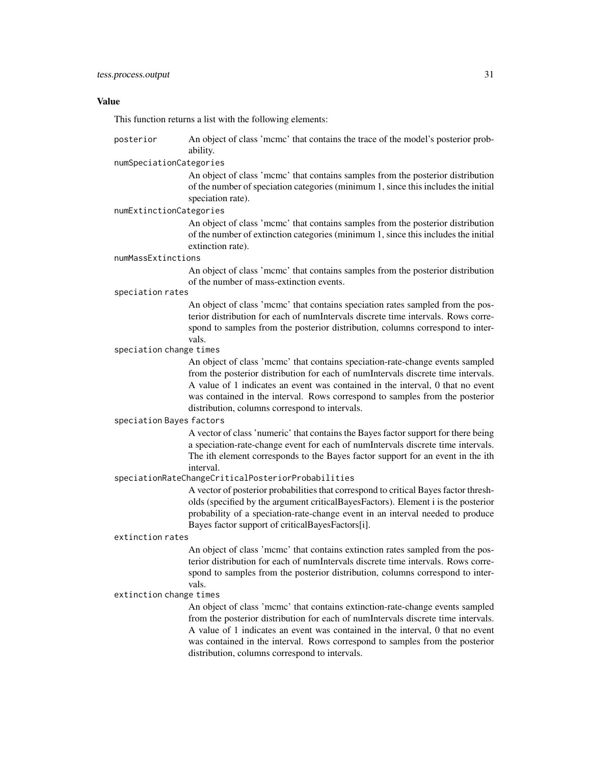## Value

This function returns a list with the following elements:

- `posterior` — An object of class 'mcmc' that contains the trace of the model's posterior probability.
- `numSpeciationCategories` — An object of class 'mcmc' that contains samples from the posterior distribution of the number of speciation categories (minimum 1, since this includes the initial speciation rate).
- `numExtinctionCategories` — An object of class 'mcmc' that contains samples from the posterior distribution of the number of extinction categories (minimum 1, since this includes the initial extinction rate).
- `numMassExtinctions` — An object of class 'mcmc' that contains samples from the posterior distribution of the number of mass-extinction events.
- `speciation rates` — An object of class 'mcmc' that contains speciation rates sampled from the posterior distribution for each of numIntervals discrete time intervals. Rows correspond to samples from the posterior distribution, columns correspond to intervals.
- `speciation change times` — An object of class 'mcmc' that contains speciation-rate-change events sampled from the posterior distribution for each of numIntervals discrete time intervals. A value of 1 indicates an event was contained in the interval, 0 that no event was contained in the interval. Rows correspond to samples from the posterior distribution, columns correspond to intervals.
- `speciation Bayes factors` — A vector of class 'numeric' that contains the Bayes factor support for there being a speciation-rate-change event for each of numIntervals discrete time intervals. The ith element corresponds to the Bayes factor support for an event in the ith interval.
- `speciationRateChangeCriticalPosteriorProbabilities` — A vector of posterior probabilities that correspond to critical Bayes factor thresholds (specified by the argument criticalBayesFactors). Element i is the posterior probability of a speciation-rate-change event in an interval needed to produce Bayes factor support of criticalBayesFactors[i].
- `extinction rates` — An object of class 'mcmc' that contains extinction rates sampled from the posterior distribution for each of numIntervals discrete time intervals. Rows correspond to samples from the posterior distribution, columns correspond to intervals.
- `extinction change times` — An object of class 'mcmc' that contains extinction-rate-change events sampled from the posterior distribution for each of numIntervals discrete time intervals. A value of 1 indicates an event was contained in the interval, 0 that no event was contained in the interval. Rows correspond to samples from the posterior distribution, columns correspond to intervals.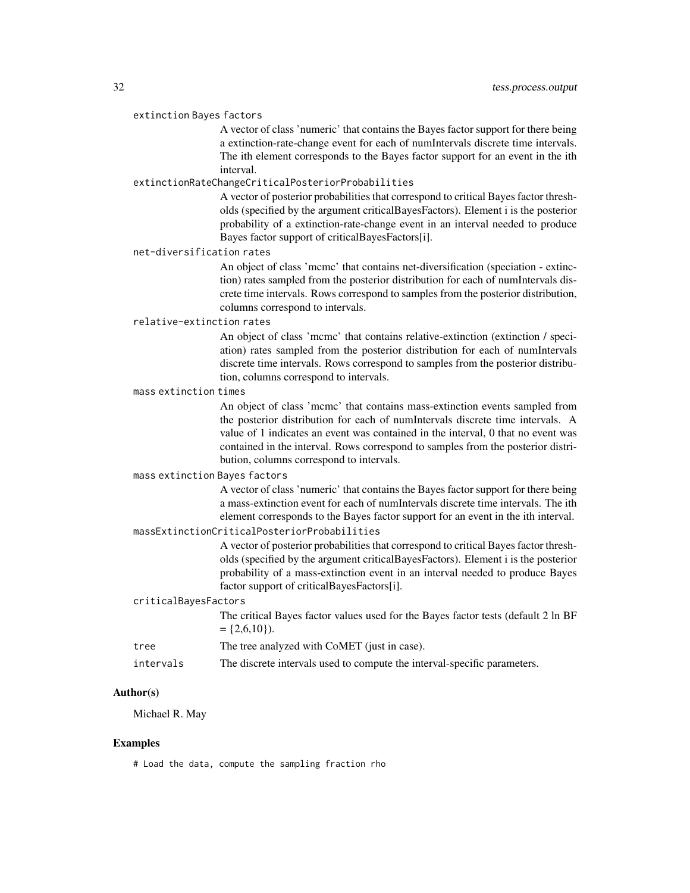`extinction Bayes factors`
: A vector of class 'numeric' that contains the Bayes factor support for there being a extinction-rate-change event for each of numIntervals discrete time intervals. The ith element corresponds to the Bayes factor support for an event in the ith interval.

`extinctionRateChangeCriticalPosteriorProbabilities`
: A vector of posterior probabilities that correspond to critical Bayes factor thresholds (specified by the argument criticalBayesFactors). Element i is the posterior probability of a extinction-rate-change event in an interval needed to produce Bayes factor support of criticalBayesFactors[i].

`net-diversification rates`
: An object of class 'mcmc' that contains net-diversification (speciation - extinction) rates sampled from the posterior distribution for each of numIntervals discrete time intervals. Rows correspond to samples from the posterior distribution, columns correspond to intervals.

`relative-extinction rates`
: An object of class 'mcmc' that contains relative-extinction (extinction / speciation) rates sampled from the posterior distribution for each of numIntervals discrete time intervals. Rows correspond to samples from the posterior distribution, columns correspond to intervals.

`mass extinction times`
: An object of class 'mcmc' that contains mass-extinction events sampled from the posterior distribution for each of numIntervals discrete time intervals. A value of 1 indicates an event was contained in the interval, 0 that no event was contained in the interval. Rows correspond to samples from the posterior distribution, columns correspond to intervals.

`mass extinction Bayes factors`
: A vector of class 'numeric' that contains the Bayes factor support for there being a mass-extinction event for each of numIntervals discrete time intervals. The ith element corresponds to the Bayes factor support for an event in the ith interval.

`massExtinctionCriticalPosteriorProbabilities`
: A vector of posterior probabilities that correspond to critical Bayes factor thresholds (specified by the argument criticalBayesFactors). Element i is the posterior probability of a mass-extinction event in an interval needed to produce Bayes factor support of criticalBayesFactors[i].

`criticalBayesFactors`
: The critical Bayes factor values used for the Bayes factor tests (default 2 ln BF = {2,6,10}).

`tree`
: The tree analyzed with CoMET (just in case).

`intervals`
: The discrete intervals used to compute the interval-specific parameters.

## Author(s)

Michael R. May

## Examples

```
# Load the data, compute the sampling fraction rho
```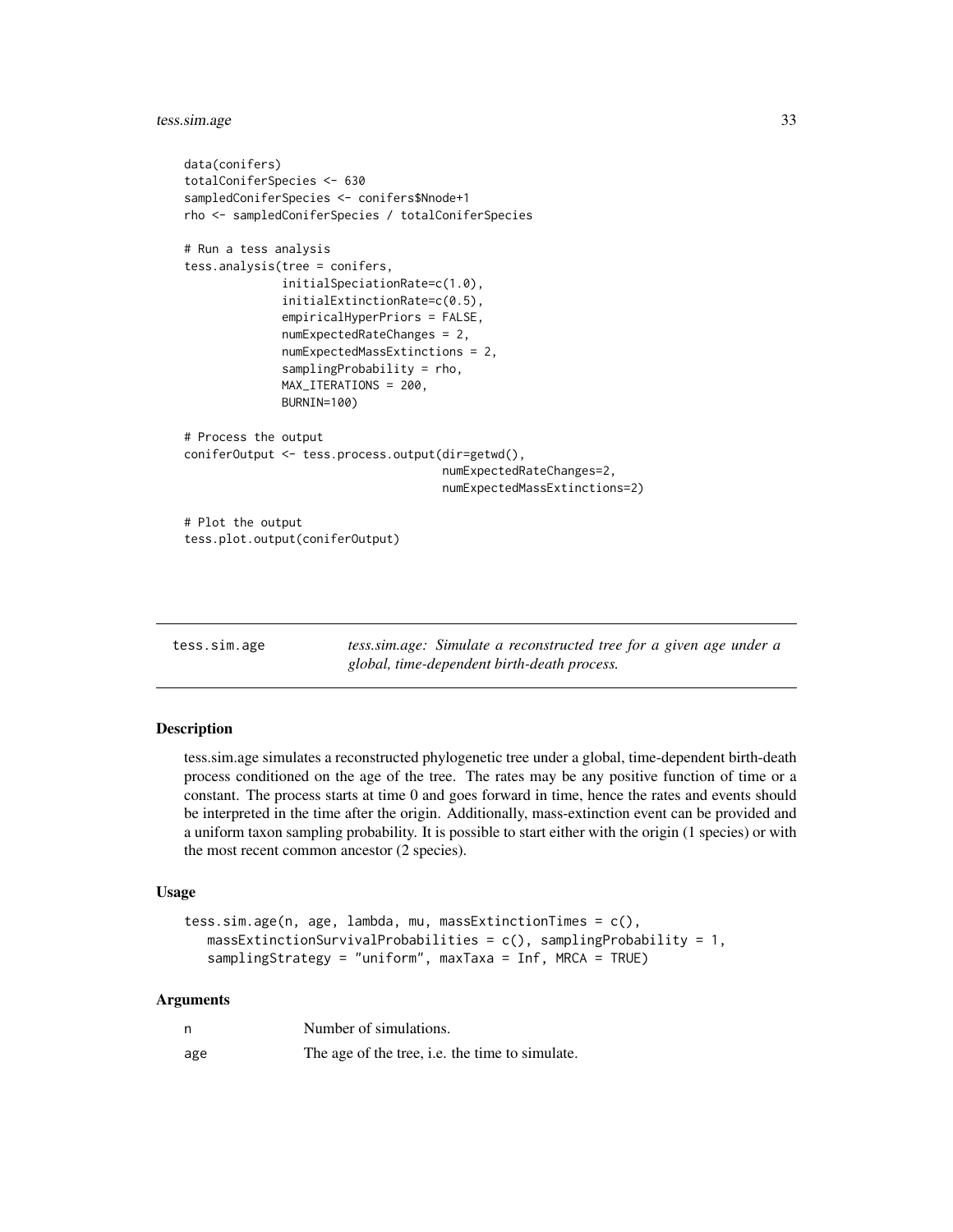```
data(conifers)
totalConiferSpecies <- 630
sampledConiferSpecies <- conifers$Nnode+1
rho <- sampledConiferSpecies / totalConiferSpecies

# Run a tess analysis
tess.analysis(tree = conifers,
              initialSpeciationRate=c(1.0),
              initialExtinctionRate=c(0.5),
              empiricalHyperPriors = FALSE,
              numExpectedRateChanges = 2,
              numExpectedMassExtinctions = 2,
              samplingProbability = rho,
              MAX_ITERATIONS = 200,
              BURNIN=100)

# Process the output
coniferOutput <- tess.process.output(dir=getwd(),
                                     numExpectedRateChanges=2,
                                     numExpectedMassExtinctions=2)

# Plot the output
tess.plot.output(coniferOutput)
```

---

## tess.sim.age — *tess.sim.age: Simulate a reconstructed tree for a given age under a global, time-dependent birth-death process.*

---

### Description

tess.sim.age simulates a reconstructed phylogenetic tree under a global, time-dependent birth-death process conditioned on the age of the tree. The rates may be any positive function of time or a constant. The process starts at time 0 and goes forward in time, hence the rates and events should be interpreted in the time after the origin. Additionally, mass-extinction event can be provided and a uniform taxon sampling probability. It is possible to start either with the origin (1 species) or with the most recent common ancestor (2 species).

### Usage

```
tess.sim.age(n, age, lambda, mu, massExtinctionTimes = c(),
   massExtinctionSurvivalProbabilities = c(), samplingProbability = 1,
   samplingStrategy = "uniform", maxTaxa = Inf, MRCA = TRUE)
```

### Arguments

| | |
|---|---|
| n | Number of simulations. |
| age | The age of the tree, i.e. the time to simulate. |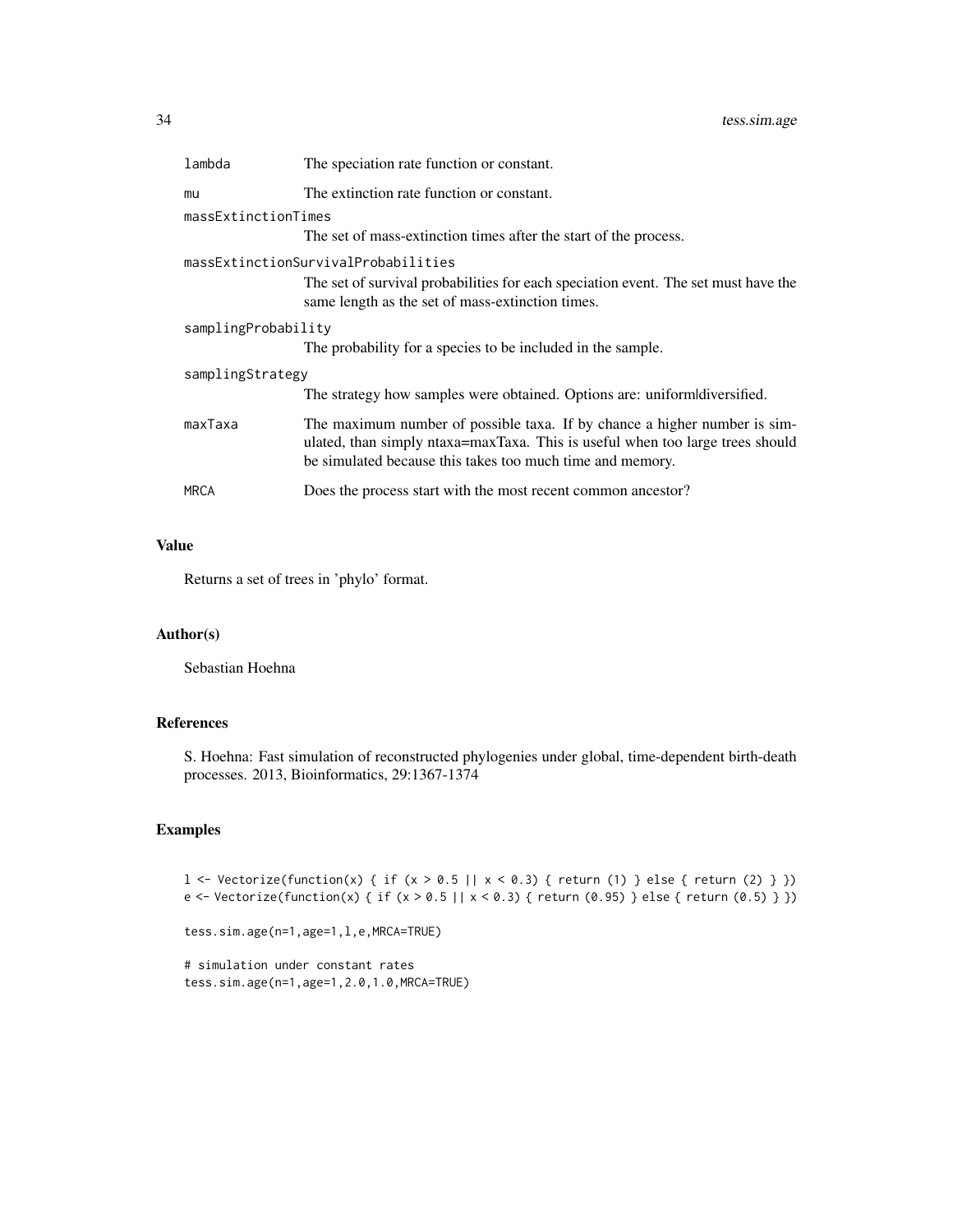| | |
|---|---|
| `lambda` | The speciation rate function or constant. |
| `mu` | The extinction rate function or constant. |
| `massExtinctionTimes` | The set of mass-extinction times after the start of the process. |
| `massExtinctionSurvivalProbabilities` | The set of survival probabilities for each speciation event. The set must have the same length as the set of mass-extinction times. |
| `samplingProbability` | The probability for a species to be included in the sample. |
| `samplingStrategy` | The strategy how samples were obtained. Options are: uniform\|diversified. |
| `maxTaxa` | The maximum number of possible taxa. If by chance a higher number is simulated, than simply ntaxa=maxTaxa. This is useful when too large trees should be simulated because this takes too much time and memory. |
| `MRCA` | Does the process start with the most recent common ancestor? |

## Value

Returns a set of trees in 'phylo' format.

## Author(s)

Sebastian Hoehna

## References

S. Hoehna: Fast simulation of reconstructed phylogenies under global, time-dependent birth-death processes. 2013, Bioinformatics, 29:1367-1374

## Examples

```
l <- Vectorize(function(x) { if (x > 0.5 || x < 0.3) { return (1) } else { return (2) } })
e <- Vectorize(function(x) { if (x > 0.5 || x < 0.3) { return (0.95) } else { return (0.5) } })

tess.sim.age(n=1,age=1,l,e,MRCA=TRUE)

# simulation under constant rates
tess.sim.age(n=1,age=1,2.0,1.0,MRCA=TRUE)
```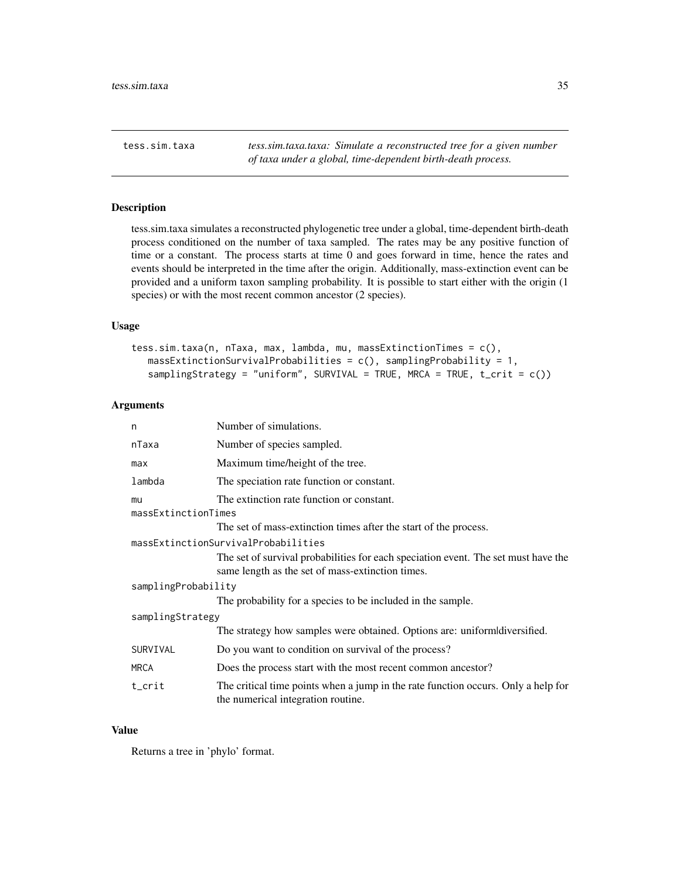# tess.sim.taxa

*tess.sim.taxa.taxa: Simulate a reconstructed tree for a given number of taxa under a global, time-dependent birth-death process.*

## Description

tess.sim.taxa simulates a reconstructed phylogenetic tree under a global, time-dependent birth-death process conditioned on the number of taxa sampled. The rates may be any positive function of time or a constant. The process starts at time 0 and goes forward in time, hence the rates and events should be interpreted in the time after the origin. Additionally, mass-extinction event can be provided and a uniform taxon sampling probability. It is possible to start either with the origin (1 species) or with the most recent common ancestor (2 species).

## Usage

```
tess.sim.taxa(n, nTaxa, max, lambda, mu, massExtinctionTimes = c(),
   massExtinctionSurvivalProbabilities = c(), samplingProbability = 1,
   samplingStrategy = "uniform", SURVIVAL = TRUE, MRCA = TRUE, t_crit = c())
```

## Arguments

| Argument | Description |
|---|---|
| `n` | Number of simulations. |
| `nTaxa` | Number of species sampled. |
| `max` | Maximum time/height of the tree. |
| `lambda` | The speciation rate function or constant. |
| `mu` | The extinction rate function or constant. |
| `massExtinctionTimes` | The set of mass-extinction times after the start of the process. |
| `massExtinctionSurvivalProbabilities` | The set of survival probabilities for each speciation event. The set must have the same length as the set of mass-extinction times. |
| `samplingProbability` | The probability for a species to be included in the sample. |
| `samplingStrategy` | The strategy how samples were obtained. Options are: uniform\|diversified. |
| `SURVIVAL` | Do you want to condition on survival of the process? |
| `MRCA` | Does the process start with the most recent common ancestor? |
| `t_crit` | The critical time points when a jump in the rate function occurs. Only a help for the numerical integration routine. |

## Value

Returns a tree in 'phylo' format.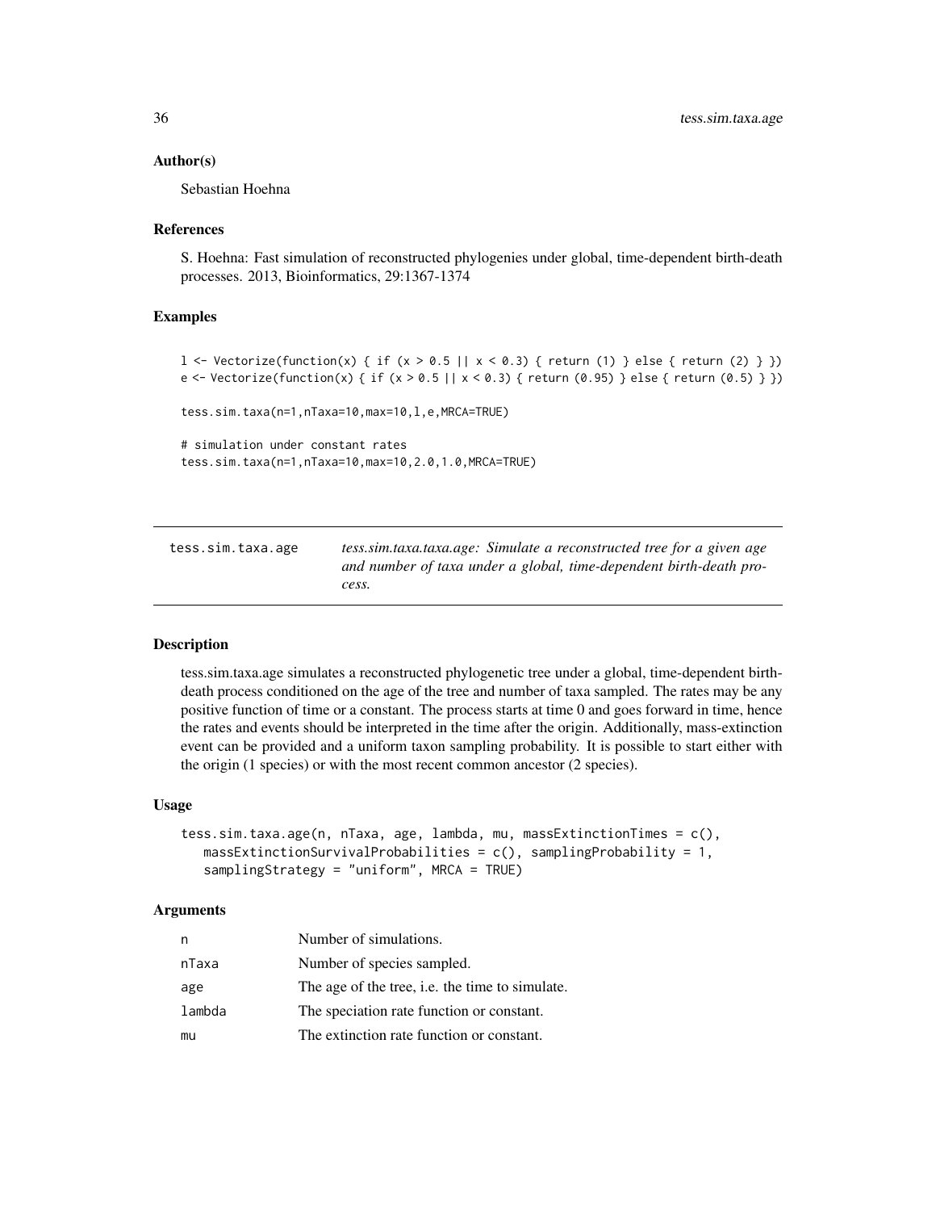### Author(s)

Sebastian Hoehna

### References

S. Hoehna: Fast simulation of reconstructed phylogenies under global, time-dependent birth-death processes. 2013, Bioinformatics, 29:1367-1374

### Examples

```
l <- Vectorize(function(x) { if (x > 0.5 || x < 0.3) { return (1) } else { return (2) } })
e <- Vectorize(function(x) { if (x > 0.5 || x < 0.3) { return (0.95) } else { return (0.5) } })

tess.sim.taxa(n=1,nTaxa=10,max=10,l,e,MRCA=TRUE)

# simulation under constant rates
tess.sim.taxa(n=1,nTaxa=10,max=10,2.0,1.0,MRCA=TRUE)
```

---

## tess.sim.taxa.age

*tess.sim.taxa.taxa.age: Simulate a reconstructed tree for a given age and number of taxa under a global, time-dependent birth-death process.*

---

### Description

tess.sim.taxa.age simulates a reconstructed phylogenetic tree under a global, time-dependent birth-death process conditioned on the age of the tree and number of taxa sampled. The rates may be any positive function of time or a constant. The process starts at time 0 and goes forward in time, hence the rates and events should be interpreted in the time after the origin. Additionally, mass-extinction event can be provided and a uniform taxon sampling probability. It is possible to start either with the origin (1 species) or with the most recent common ancestor (2 species).

### Usage

```
tess.sim.taxa.age(n, nTaxa, age, lambda, mu, massExtinctionTimes = c(),
   massExtinctionSurvivalProbabilities = c(), samplingProbability = 1,
   samplingStrategy = "uniform", MRCA = TRUE)
```

### Arguments

| | |
|---|---|
| n | Number of simulations. |
| nTaxa | Number of species sampled. |
| age | The age of the tree, i.e. the time to simulate. |
| lambda | The speciation rate function or constant. |
| mu | The extinction rate function or constant. |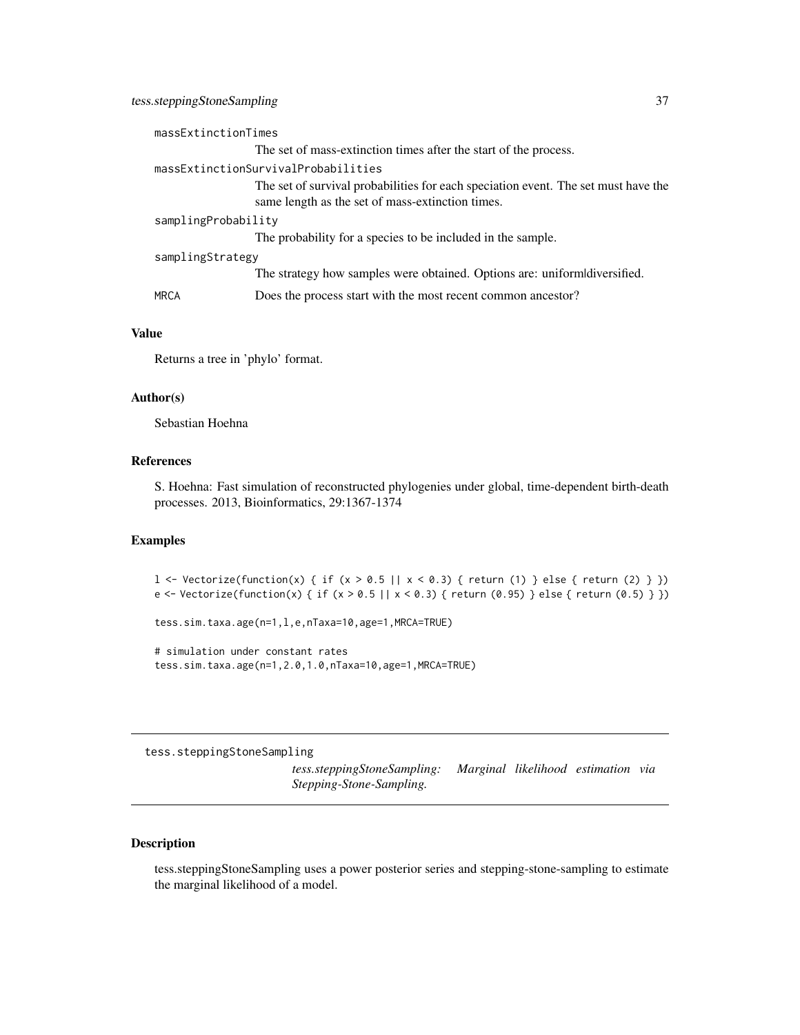massExtinctionTimes
: The set of mass-extinction times after the start of the process.

massExtinctionSurvivalProbabilities
: The set of survival probabilities for each speciation event. The set must have the same length as the set of mass-extinction times.

samplingProbability
: The probability for a species to be included in the sample.

samplingStrategy
: The strategy how samples were obtained. Options are: uniform|diversified.

MRCA
: Does the process start with the most recent common ancestor?

### Value

Returns a tree in 'phylo' format.

### Author(s)

Sebastian Hoehna

### References

S. Hoehna: Fast simulation of reconstructed phylogenies under global, time-dependent birth-death processes. 2013, Bioinformatics, 29:1367-1374

### Examples

```
l <- Vectorize(function(x) { if (x > 0.5 || x < 0.3) { return (1) } else { return (2) } })
e <- Vectorize(function(x) { if (x > 0.5 || x < 0.3) { return (0.95) } else { return (0.5) } })

tess.sim.taxa.age(n=1,l,e,nTaxa=10,age=1,MRCA=TRUE)

# simulation under constant rates
tess.sim.taxa.age(n=1,2.0,1.0,nTaxa=10,age=1,MRCA=TRUE)
```

---

## tess.steppingStoneSampling

*tess.steppingStoneSampling: Marginal likelihood estimation via Stepping-Stone-Sampling.*

---

### Description

tess.steppingStoneSampling uses a power posterior series and stepping-stone-sampling to estimate the marginal likelihood of a model.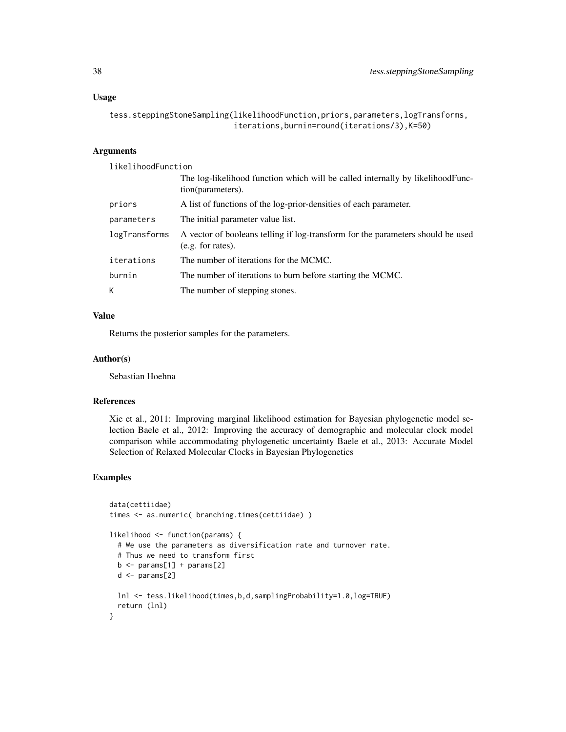## Usage

```
tess.steppingStoneSampling(likelihoodFunction,priors,parameters,logTransforms,
                           iterations,burnin=round(iterations/3),K=50)
```

## Arguments

| | |
|---|---|
| likelihoodFunction | The log-likelihood function which will be called internally by likelihoodFunction(parameters). |
| priors | A list of functions of the log-prior-densities of each parameter. |
| parameters | The initial parameter value list. |
| logTransforms | A vector of booleans telling if log-transform for the parameters should be used (e.g. for rates). |
| iterations | The number of iterations for the MCMC. |
| burnin | The number of iterations to burn before starting the MCMC. |
| K | The number of stepping stones. |

## Value

Returns the posterior samples for the parameters.

## Author(s)

Sebastian Hoehna

## References

Xie et al., 2011: Improving marginal likelihood estimation for Bayesian phylogenetic model selection Baele et al., 2012: Improving the accuracy of demographic and molecular clock model comparison while accommodating phylogenetic uncertainty Baele et al., 2013: Accurate Model Selection of Relaxed Molecular Clocks in Bayesian Phylogenetics

## Examples

```
data(cettiidae)
times <- as.numeric( branching.times(cettiidae) )

likelihood <- function(params) {
  # We use the parameters as diversification rate and turnover rate.
  # Thus we need to transform first
  b <- params[1] + params[2]
  d <- params[2]

  lnl <- tess.likelihood(times,b,d,samplingProbability=1.0,log=TRUE)
  return (lnl)
}
```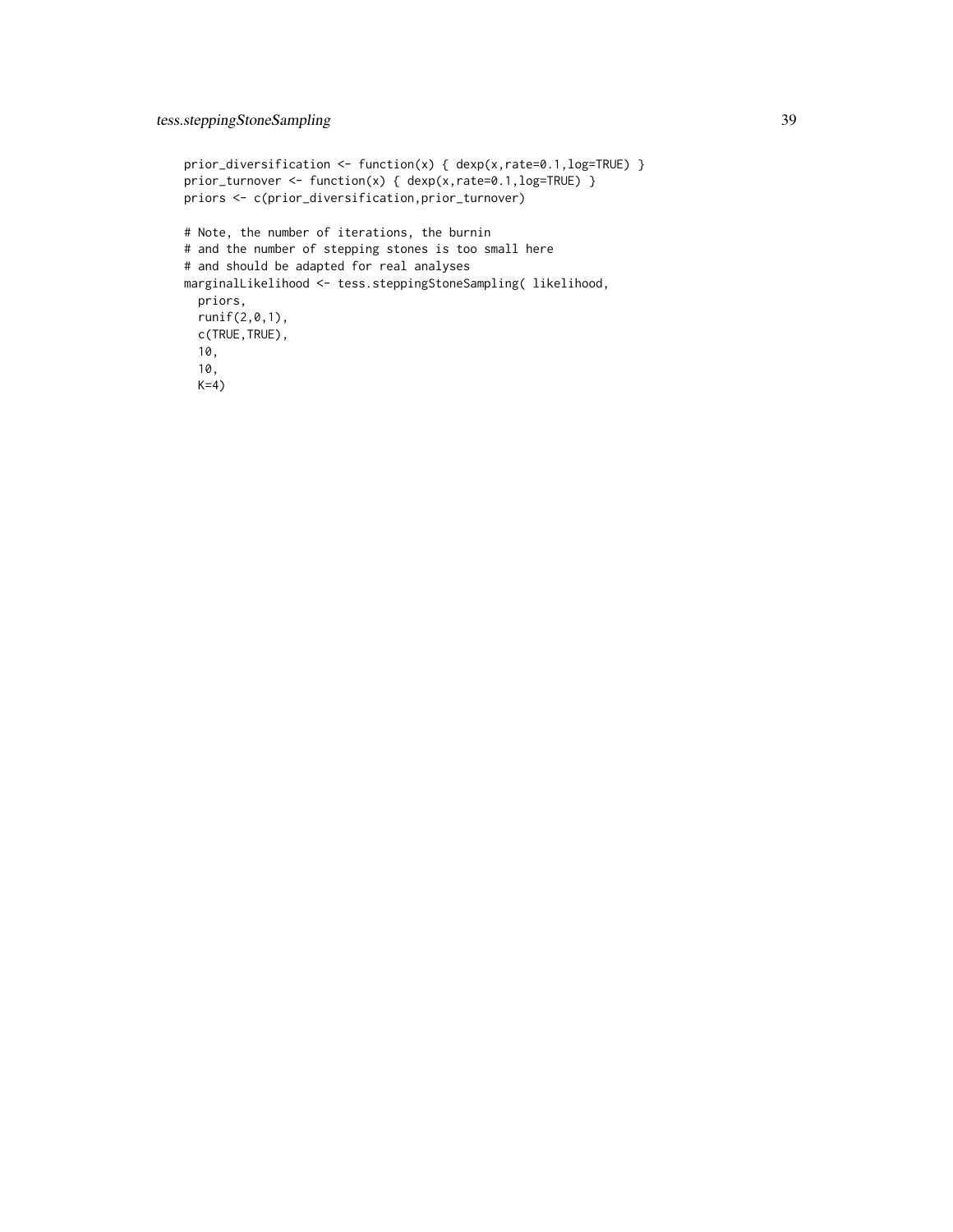```
prior_diversification <- function(x) { dexp(x,rate=0.1,log=TRUE) }
prior_turnover <- function(x) { dexp(x,rate=0.1,log=TRUE) }
priors <- c(prior_diversification,prior_turnover)

# Note, the number of iterations, the burnin
# and the number of stepping stones is too small here
# and should be adapted for real analyses
marginalLikelihood <- tess.steppingStoneSampling( likelihood,
  priors,
  runif(2,0,1),
  c(TRUE,TRUE),
  10,
  10,
  K=4)
```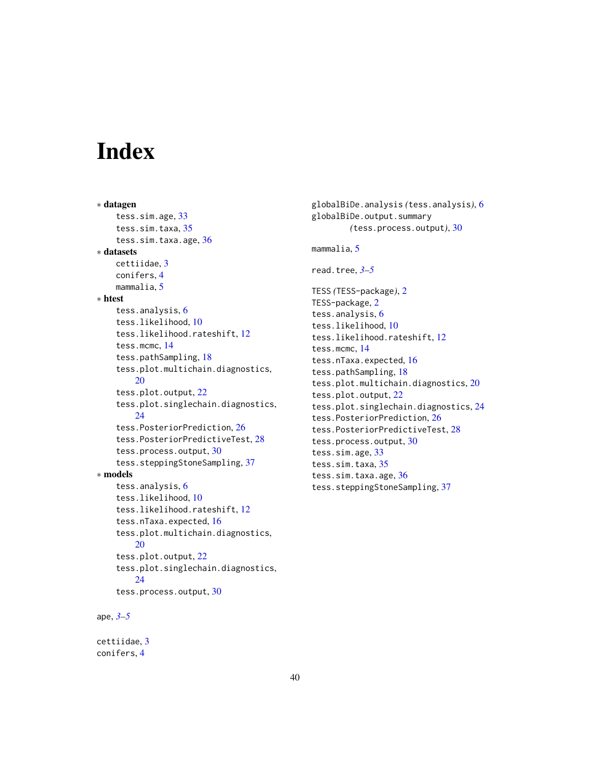# Index

∗ **datagen**
- tess.sim.age, 33
- tess.sim.taxa, 35
- tess.sim.taxa.age, 36

∗ **datasets**
- cettiidae, 3
- conifers, 4
- mammalia, 5

∗ **htest**
- tess.analysis, 6
- tess.likelihood, 10
- tess.likelihood.rateshift, 12
- tess.mcmc, 14
- tess.pathSampling, 18
- tess.plot.multichain.diagnostics, 20
- tess.plot.output, 22
- tess.plot.singlechain.diagnostics, 24
- tess.PosteriorPrediction, 26
- tess.PosteriorPredictiveTest, 28
- tess.process.output, 30
- tess.steppingStoneSampling, 37

∗ **models**
- tess.analysis, 6
- tess.likelihood, 10
- tess.likelihood.rateshift, 12
- tess.nTaxa.expected, 16
- tess.plot.multichain.diagnostics, 20
- tess.plot.output, 22
- tess.plot.singlechain.diagnostics, 24
- tess.process.output, 30

ape, *3–5*

cettiidae, 3
conifers, 4

globalBiDe.analysis *(*tess.analysis*)*, 6
globalBiDe.output.summary *(*tess.process.output*)*, 30

mammalia, 5

read.tree, *3–5*

TESS *(*TESS-package*)*, 2
TESS-package, 2
tess.analysis, 6
tess.likelihood, 10
tess.likelihood.rateshift, 12
tess.mcmc, 14
tess.nTaxa.expected, 16
tess.pathSampling, 18
tess.plot.multichain.diagnostics, 20
tess.plot.output, 22
tess.plot.singlechain.diagnostics, 24
tess.PosteriorPrediction, 26
tess.PosteriorPredictiveTest, 28
tess.process.output, 30
tess.sim.age, 33
tess.sim.taxa, 35
tess.sim.taxa.age, 36
tess.steppingStoneSampling, 37